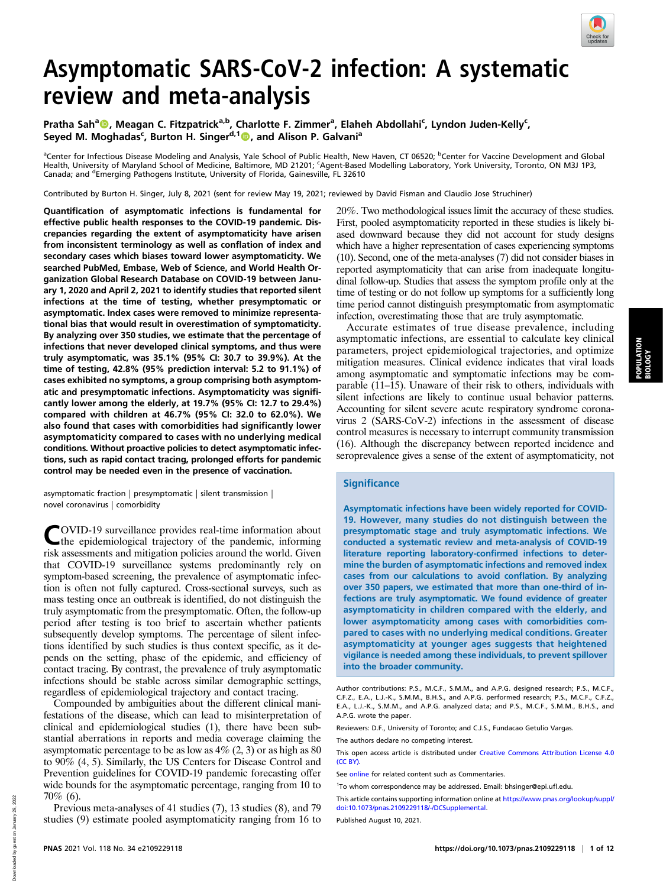# Asymptomatic SARS-CoV-2 infection: A systematic review and meta-analysis

Pratha Sah[a], Meagan C. Fitzpatrick[a,b], Charlotte F. Zimmer[a], Elaheh Abdollahi[c], Lyndon Juden-Kelly[c], Seyed M. Moghadas[c], Burton H. Singer[d,1], and Alison P. Galvani[a]

[a]Center for Infectious Disease Modeling and Analysis, Yale School of Public Health, New Haven, CT 06520; [b]Center for Vaccine Development and Global Health, University of Maryland School of Medicine, Baltimore, MD 21201; [c]Agent-Based Modelling Laboratory, York University, Toronto, ON M3J 1P3, Canada; and [d]Emerging Pathogens Institute, University of Florida, Gainesville, FL 32610

Contributed by Burton H. Singer, July 8, 2021 (sent for review May 19, 2021; reviewed by David Fisman and Claudio Jose Struchiner)

**Quantification of asymptomatic infections is fundamental for effective public health responses to the COVID-19 pandemic. Discrepancies regarding the extent of asymptomaticity have arisen from inconsistent terminology as well as conflation of index and secondary cases which biases toward lower asymptomaticity. We searched PubMed, Embase, Web of Science, and World Health Organization Global Research Database on COVID-19 between January 1, 2020 and April 2, 2021 to identify studies that reported silent infections at the time of testing, whether presymptomatic or asymptomatic. Index cases were removed to minimize representational bias that would result in overestimation of symptomaticity. By analyzing over 350 studies, we estimate that the percentage of infections that never developed clinical symptoms, and thus were truly asymptomatic, was 35.1% (95% CI: 30.7 to 39.9%). At the time of testing, 42.8% (95% prediction interval: 5.2 to 91.1%) of cases exhibited no symptoms, a group comprising both asymptomatic and presymptomatic infections. Asymptomaticity was significantly lower among the elderly, at 19.7% (95% CI: 12.7 to 29.4%) compared with children at 46.7% (95% CI: 32.0 to 62.0%). We also found that cases with comorbidities had significantly lower asymptomaticity compared to cases with no underlying medical conditions. Without proactive policies to detect asymptomatic infections, such as rapid contact tracing, prolonged efforts for pandemic control may be needed even in the presence of vaccination.**

asymptomatic fraction | presymptomatic | silent transmission | novel coronavirus | comorbidity

COVID-19 surveillance provides real-time information about the epidemiological trajectory of the pandemic, informing risk assessments and mitigation policies around the world. Given that COVID-19 surveillance systems predominantly rely on symptom-based screening, the prevalence of asymptomatic infection is often not fully captured. Cross-sectional surveys, such as mass testing once an outbreak is identified, do not distinguish the truly asymptomatic from the presymptomatic. Often, the follow-up period after testing is too brief to ascertain whether patients subsequently develop symptoms. The percentage of silent infections identified by such studies is thus context specific, as it depends on the setting, phase of the epidemic, and efficiency of contact tracing. By contrast, the prevalence of truly asymptomatic infections should be stable across similar demographic settings, regardless of epidemiological trajectory and contact tracing.

Compounded by ambiguities about the different clinical manifestations of the disease, which can lead to misinterpretation of clinical and epidemiological studies (1), there have been substantial aberrations in reports and media coverage claiming the asymptomatic percentage to be as low as 4% (2, 3) or as high as 80 to 90% (4, 5). Similarly, the US Centers for Disease Control and Prevention guidelines for COVID-19 pandemic forecasting offer wide bounds for the asymptomatic percentage, ranging from 10 to 70% (6).

Previous meta-analyses of 41 studies (7), 13 studies (8), and 79 studies (9) estimate pooled asymptomaticity ranging from 16 to 20%. Two methodological issues limit the accuracy of these studies. First, pooled asymptomaticity reported in these studies is likely biased downward because they did not account for study designs which have a higher representation of cases experiencing symptoms (10). Second, one of the meta-analyses (7) did not consider biases in reported asymptomaticity that can arise from inadequate longitudinal follow-up. Studies that assess the symptom profile only at the time of testing or do not follow up symptoms for a sufficiently long time period cannot distinguish presymptomatic from asymptomatic infection, overestimating those that are truly asymptomatic.

Accurate estimates of true disease prevalence, including asymptomatic infections, are essential to calculate key clinical parameters, project epidemiological trajectories, and optimize mitigation measures. Clinical evidence indicates that viral loads among asymptomatic and symptomatic infections may be comparable (11–15). Unaware of their risk to others, individuals with silent infections are likely to continue usual behavior patterns. Accounting for silent severe acute respiratory syndrome coronavirus 2 (SARS-CoV-2) infections in the assessment of disease control measures is necessary to interrupt community transmission (16). Although the discrepancy between reported incidence and seroprevalence gives a sense of the extent of asymptomaticity, not

## Significance

**Asymptomatic infections have been widely reported for COVID-19. However, many studies do not distinguish between the presymptomatic stage and truly asymptomatic infections. We conducted a systematic review and meta-analysis of COVID-19 literature reporting laboratory-confirmed infections to determine the burden of asymptomatic infections and removed index cases from our calculations to avoid conflation. By analyzing over 350 papers, we estimated that more than one-third of infections are truly asymptomatic. We found evidence of greater asymptomaticity in children compared with the elderly, and lower asymptomaticity among cases with comorbidities compared to cases with no underlying medical conditions. Greater asymptomaticity at younger ages suggests that heightened vigilance is needed among these individuals, to prevent spillover into the broader community.**

Author contributions: P.S., M.C.F., S.M.M., and A.P.G. designed research; P.S., M.C.F., C.F.Z., E.A., L.J.-K., S.M.M., B.H.S., and A.P.G. performed research; P.S., M.C.F., C.F.Z., E.A., L.J.-K., S.M.M., and A.P.G. analyzed data; and P.S., M.C.F., S.M.M., B.H.S., and A.P.G. wrote the paper.

Reviewers: D.F., University of Toronto; and C.J.S., Fundacao Getulio Vargas.

The authors declare no competing interest.

This open access article is distributed under Creative Commons Attribution License 4.0 (CC BY).

See online for related content such as Commentaries.

[1]To whom correspondence may be addressed. Email: bhsinger@epi.ufl.edu.

This article contains supporting information online at https://www.pnas.org/lookup/suppl/doi:10.1073/pnas.2109229118/-/DCSupplemental.

Published August 10, 2021.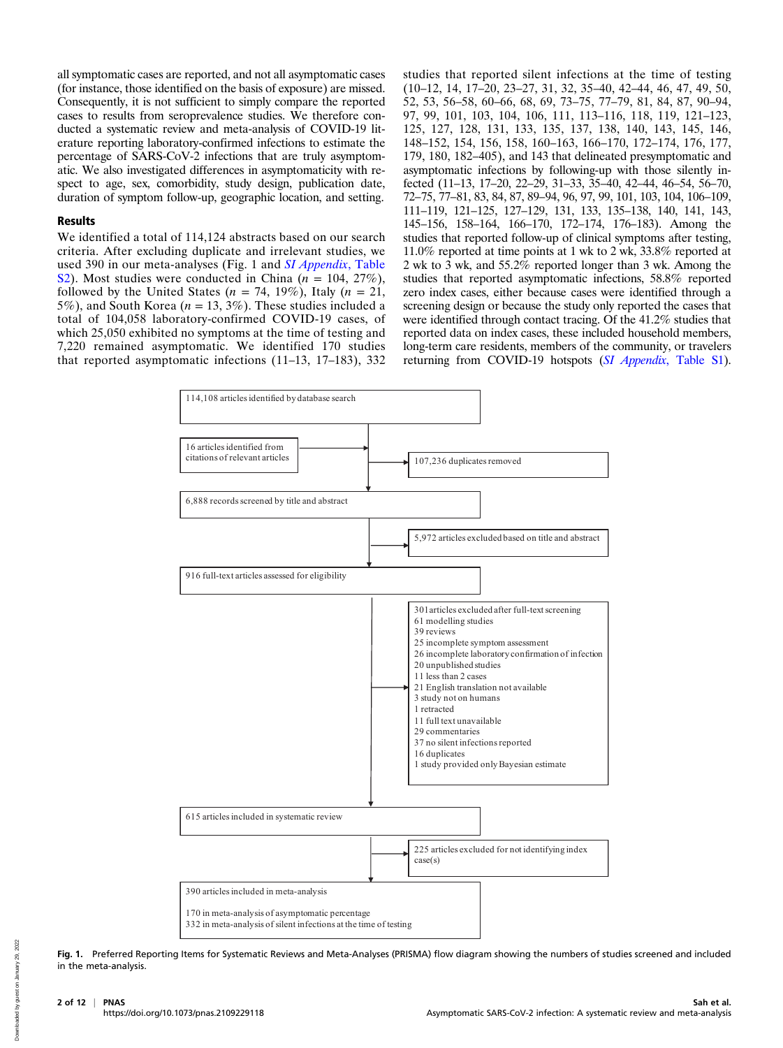all symptomatic cases are reported, and not all asymptomatic cases (for instance, those identified on the basis of exposure) are missed. Consequently, it is not sufficient to simply compare the reported cases to results from seroprevalence studies. We therefore conducted a systematic review and meta-analysis of COVID-19 literature reporting laboratory-confirmed infections to estimate the percentage of SARS-CoV-2 infections that are truly asymptomatic. We also investigated differences in asymptomaticity with respect to age, sex, comorbidity, study design, publication date, duration of symptom follow-up, geographic location, and setting.

## Results

We identified a total of 114,124 abstracts based on our search criteria. After excluding duplicate and irrelevant studies, we used 390 in our meta-analyses (Fig. 1 and *SI Appendix*, Table S2). Most studies were conducted in China ($n$ = 104, 27%), followed by the United States ($n$ = 74, 19%), Italy ($n$ = 21, 5%), and South Korea ($n$ = 13, 3%). These studies included a total of 104,058 laboratory-confirmed COVID-19 cases, of which 25,050 exhibited no symptoms at the time of testing and 7,220 remained asymptomatic. We identified 170 studies that reported asymptomatic infections (11–13, 17–183), 332 studies that reported silent infections at the time of testing (10–12, 14, 17–20, 23–27, 31, 32, 35–40, 42–44, 46, 47, 49, 50, 52, 53, 56–58, 60–66, 68, 69, 73–75, 77–79, 81, 84, 87, 90–94, 97, 99, 101, 103, 104, 106, 111, 113–116, 118, 119, 121–123, 125, 127, 128, 131, 133, 135, 137, 138, 140, 143, 145, 146, 148–152, 154, 156, 158, 160–163, 166–170, 172–174, 176, 177, 179, 180, 182–405), and 143 that delineated presymptomatic and asymptomatic infections by following-up with those silently infected (11–13, 17–20, 22–29, 31–33, 35–40, 42–44, 46–54, 56–70, 72–75, 77–81, 83, 84, 87, 89–94, 96, 97, 99, 101, 103, 104, 106–109, 111–119, 121–125, 127–129, 131, 133, 135–138, 140, 141, 143, 145–156, 158–164, 166–170, 172–174, 176–183). Among the studies that reported follow-up of clinical symptoms after testing, 11.0% reported at time points at 1 wk to 2 wk, 33.8% reported at 2 wk to 3 wk, and 55.2% reported longer than 3 wk. Among the studies that reported asymptomatic infections, 58.8% reported zero index cases, either because cases were identified through a screening design or because the study only reported the cases that were identified through contact tracing. Of the 41.2% studies that reported data on index cases, these included household members, long-term care residents, members of the community, or travelers returning from COVID-19 hotspots (*SI Appendix*, Table S1).

114,108 articles identified by database search

16 articles identified from citations of relevant articles

107,236 duplicates removed

6,888 records screened by title and abstract

5,972 articles excluded based on title and abstract

916 full-text articles assessed for eligibility

301 articles excluded after full-text screening
61 modelling studies
39 reviews
25 incomplete symptom assessment
26 incomplete laboratory confirmation of infection
20 unpublished studies
11 less than 2 cases
21 English translation not available
3 study not on humans
1 retracted
11 full text unavailable
29 commentaries
37 no silent infections reported
16 duplicates
1 study provided only Bayesian estimate

615 articles included in systematic review

225 articles excluded for not identifying index case(s)

390 articles included in meta-analysis

170 in meta-analysis of asymptomatic percentage
332 in meta-analysis of silent infections at the time of testing

**Fig. 1.** Preferred Reporting Items for Systematic Reviews and Meta-Analyses (PRISMA) flow diagram showing the numbers of studies screened and included in the meta-analysis.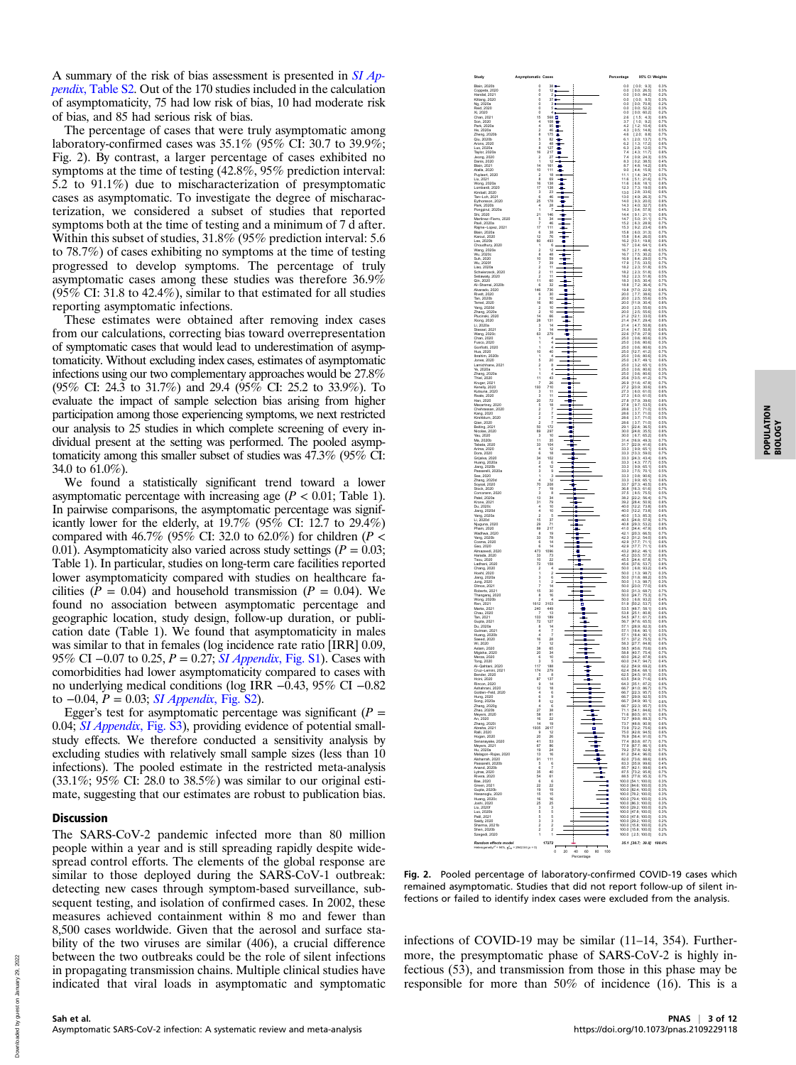A summary of the risk of bias assessment is presented in *SI Appendix*, Table S2. Out of the 170 studies included in the calculation of asymptomaticity, 75 had low risk of bias, 10 had moderate risk of bias, and 85 had serious risk of bias.

The percentage of cases that were truly asymptomatic among laboratory-confirmed cases was 35.1% (95% CI: 30.7 to 39.9%; Fig. 2). By contrast, a larger percentage of cases exhibited no symptoms at the time of testing (42.8%, 95% prediction interval: 5.2 to 91.1%) due to mischaracterization of presymptomatic cases as asymptomatic. To investigate the degree of mischaracterization, we considered a subset of studies that reported symptoms both at the time of testing and a minimum of 7 d after. Within this subset of studies, 31.8% (95% prediction interval: 5.6 to 78.7%) of cases exhibiting no symptoms at the time of testing progressed to develop symptoms. The percentage of truly asymptomatic cases among these studies was therefore 36.9% (95% CI: 31.8 to 42.4%), similar to that estimated for all studies reporting asymptomatic infections.

These estimates were obtained after removing index cases from our calculations, correcting bias toward overrepresentation of symptomatic cases that would lead to underestimation of asymptomaticity. Without excluding index cases, estimates of asymptomatic infections using our two complementary approaches would be 27.8% (95% CI: 24.3 to 31.7%) and 29.4 (95% CI: 25.2 to 33.9%). To evaluate the impact of sample selection bias arising from higher participation among those experiencing symptoms, we next restricted our analysis to 25 studies in which complete screening of every individual present at the setting was performed. The pooled asymptomaticity among this smaller subset of studies was 47.3% (95% CI: 34.0 to 61.0%).

We found a statistically significant trend toward a lower asymptomatic percentage with increasing age ($P < 0.01$; Table 1). In pairwise comparisons, the asymptomatic percentage was significantly lower for the elderly, at 19.7% (95% CI: 12.7 to 29.4%) compared with 46.7% (95% CI: 32.0 to 62.0%) for children ($P < 0.01$). Asymptomaticity also varied across study settings ($P = 0.03$; Table 1). In particular, studies on long-term care facilities reported lower asymptomaticity compared with studies on healthcare facilities ($P = 0.04$) and household transmission ($P = 0.04$). We found no association between asymptomatic percentage and geographic location, study design, follow-up duration, or publication date (Table 1). We found that asymptomaticity in males was similar to that in females (log incidence rate ratio [IRR] 0.09, 95% CI −0.07 to 0.25, $P = 0.27$; *SI Appendix*, Fig. S1). Cases with comorbidities had lower asymptomaticity compared to cases with no underlying medical conditions (log IRR −0.43, 95% CI −0.82 to −0.04, $P = 0.03$; *SI Appendix*, Fig. S2).

Egger's test for asymptomatic percentage was significant ($P = 0.04$; *SI Appendix*, Fig. S3), providing evidence of potential small-study effects. We therefore conducted a sensitivity analysis by excluding studies with relatively small sample sizes (less than 10 infections). The pooled estimate in the restricted meta-analysis (33.1%; 95% CI: 28.0 to 38.5%) was similar to our original estimate, suggesting that our estimates are robust to publication bias.

## Discussion

The SARS-CoV-2 pandemic infected more than 80 million people within a year and is still spreading rapidly despite widespread control efforts. The elements of the global response are similar to those deployed during the SARS-CoV-1 outbreak: detecting new cases through symptom-based surveillance, subsequent testing, and isolation of confirmed cases. In 2002, these measures achieved containment within 8 mo and fewer than 8,500 cases worldwide. Given that the aerosol and surface stability of the two viruses are similar (406), a crucial difference between the two outbreaks could be the role of silent infections in propagating transmission chains. Multiple clinical studies have indicated that viral loads in asymptomatic and symptomatic infections of COVID-19 may be similar (11–14, 354). Furthermore, the presymptomatic phase of SARS-CoV-2 is highly infectious (53), and transmission from those in this phase may be responsible for more than 50% of incidence (16). This is a

**Fig. 2.** Pooled percentage of laboratory-confirmed COVID-19 cases which remained asymptomatic. Studies that did not report follow-up of silent infections or failed to identify index cases were excluded from the analysis.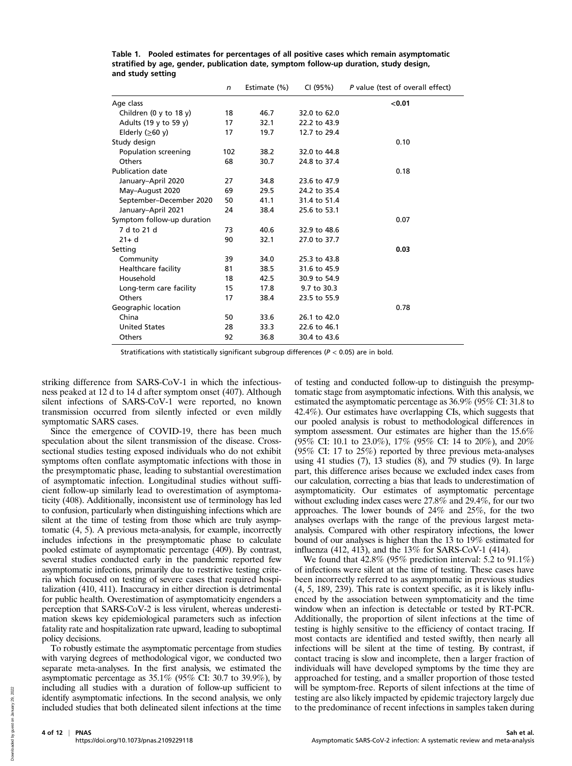**Table 1. Pooled estimates for percentages of all positive cases which remain asymptomatic stratified by age, gender, publication date, symptom follow-up duration, study design, and study setting**

| | $n$ | Estimate (%) | CI (95%) | $P$ value (test of overall effect) |
|---|---|---|---|---|
| Age class | | | | **<0.01** |
| Children (0 y to 18 y) | 18 | 46.7 | 32.0 to 62.0 | |
| Adults (19 y to 59 y) | 17 | 32.1 | 22.2 to 43.9 | |
| Elderly (≥60 y) | 17 | 19.7 | 12.7 to 29.4 | |
| Study design | | | | 0.10 |
| Population screening | 102 | 38.2 | 32.0 to 44.8 | |
| Others | 68 | 30.7 | 24.8 to 37.4 | |
| Publication date | | | | 0.18 |
| January–April 2020 | 27 | 34.8 | 23.6 to 47.9 | |
| May–August 2020 | 69 | 29.5 | 24.2 to 35.4 | |
| September–December 2020 | 50 | 41.1 | 31.4 to 51.4 | |
| January–April 2021 | 24 | 38.4 | 25.6 to 53.1 | |
| Symptom follow-up duration | | | | 0.07 |
| 7 d to 21 d | 73 | 40.6 | 32.9 to 48.6 | |
| 21+ d | 90 | 32.1 | 27.0 to 37.7 | |
| Setting | | | | **0.03** |
| Community | 39 | 34.0 | 25.3 to 43.8 | |
| Healthcare facility | 81 | 38.5 | 31.6 to 45.9 | |
| Household | 18 | 42.5 | 30.9 to 54.9 | |
| Long-term care facility | 15 | 17.8 | 9.7 to 30.3 | |
| Others | 17 | 38.4 | 23.5 to 55.9 | |
| Geographic location | | | | 0.78 |
| China | 50 | 33.6 | 26.1 to 42.0 | |
| United States | 28 | 33.3 | 22.6 to 46.1 | |
| Others | 92 | 36.8 | 30.4 to 43.6 | |

Stratifications with statistically significant subgroup differences ($P < 0.05$) are in bold.

striking difference from SARS-CoV-1 in which the infectiousness peaked at 12 d to 14 d after symptom onset (407). Although silent infections of SARS-CoV-1 were reported, no known transmission occurred from silently infected or even mildly symptomatic SARS cases.

Since the emergence of COVID-19, there has been much speculation about the silent transmission of the disease. Cross-sectional studies testing exposed individuals who do not exhibit symptoms often conflate asymptomatic infections with those in the presymptomatic phase, leading to substantial overestimation of asymptomatic infection. Longitudinal studies without sufficient follow-up similarly lead to overestimation of asymptomaticity (408). Additionally, inconsistent use of terminology has led to confusion, particularly when distinguishing infections which are silent at the time of testing from those which are truly asymptomatic (4, 5). A previous meta-analysis, for example, incorrectly includes infections in the presymptomatic phase to calculate pooled estimate of asymptomatic percentage (409). By contrast, several studies conducted early in the pandemic reported few asymptomatic infections, primarily due to restrictive testing criteria which focused on testing of severe cases that required hospitalization (410, 411). Inaccuracy in either direction is detrimental for public health. Overestimation of asymptomaticity engenders a perception that SARS-CoV-2 is less virulent, whereas underestimation skews key epidemiological parameters such as infection fatality rate and hospitalization rate upward, leading to suboptimal policy decisions.

To robustly estimate the asymptomatic percentage from studies with varying degrees of methodological vigor, we conducted two separate meta-analyses. In the first analysis, we estimated the asymptomatic percentage as 35.1% (95% CI: 30.7 to 39.9%), by including all studies with a duration of follow-up sufficient to identify asymptomatic infections. In the second analysis, we only included studies that both delineated silent infections at the time of testing and conducted follow-up to distinguish the presymptomatic stage from asymptomatic infections. With this analysis, we estimated the asymptomatic percentage as 36.9% (95% CI: 31.8 to 42.4%). Our estimates have overlapping CIs, which suggests that our pooled analysis is robust to methodological differences in symptom assessment. Our estimates are higher than the 15.6% (95% CI: 10.1 to 23.0%), 17% (95% CI: 14 to 20%), and 20% (95% CI: 17 to 25%) reported by three previous meta-analyses using 41 studies (7), 13 studies (8), and 79 studies (9). In large part, this difference arises because we excluded index cases from our calculation, correcting a bias that leads to underestimation of asymptomaticity. Our estimates of asymptomatic percentage without excluding index cases were 27.8% and 29.4%, for our two approaches. The lower bounds of 24% and 25%, for the two analyses overlaps with the range of the previous largest meta-analysis. Compared with other respiratory infections, the lower bound of our analyses is higher than the 13 to 19% estimated for influenza (412, 413), and the 13% for SARS-CoV-1 (414).

We found that 42.8% (95% prediction interval: 5.2 to 91.1%) of infections were silent at the time of testing. These cases have been incorrectly referred to as asymptomatic in previous studies (4, 5, 189, 239). This rate is context specific, as it is likely influenced by the association between symptomaticity and the time window when an infection is detectable or tested by RT-PCR. Additionally, the proportion of silent infections at the time of testing is highly sensitive to the efficiency of contact tracing. If most contacts are identified and tested swiftly, then nearly all infections will be silent at the time of testing. By contrast, if contact tracing is slow and incomplete, then a larger fraction of individuals will have developed symptoms by the time they are approached for testing, and a smaller proportion of those tested will be symptom-free. Reports of silent infections at the time of testing are also likely impacted by epidemic trajectory largely due to the predominance of recent infections in samples taken during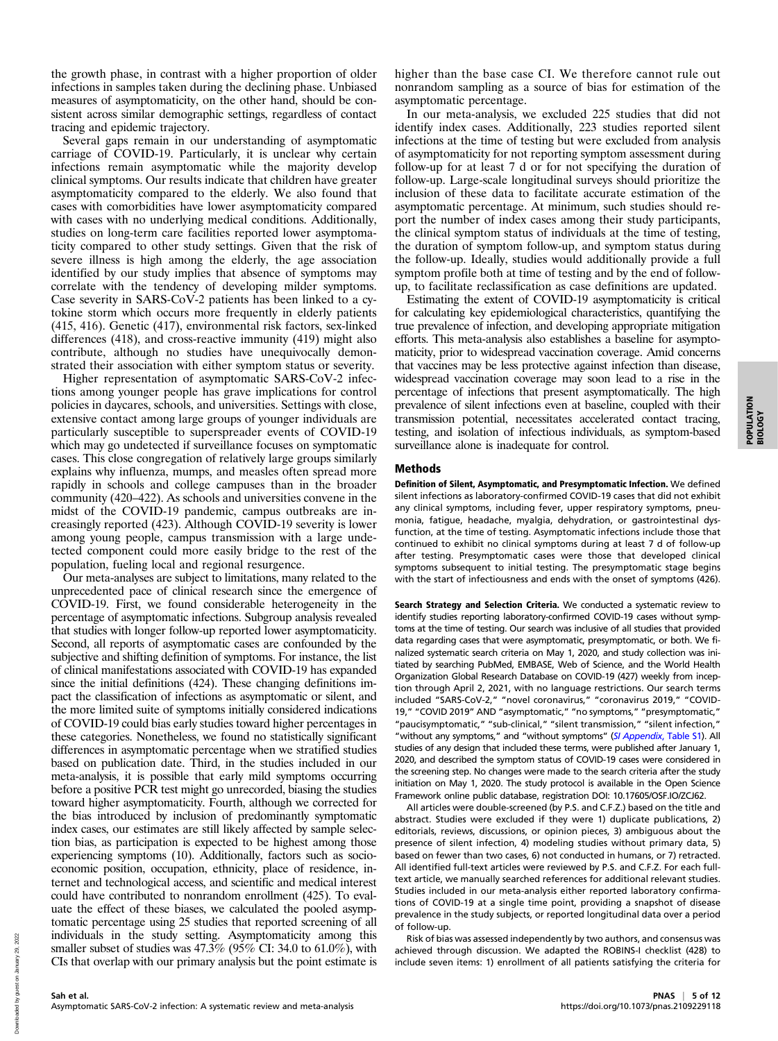the growth phase, in contrast with a higher proportion of older infections in samples taken during the declining phase. Unbiased measures of asymptomaticity, on the other hand, should be consistent across similar demographic settings, regardless of contact tracing and epidemic trajectory.

Several gaps remain in our understanding of asymptomatic carriage of COVID-19. Particularly, it is unclear why certain infections remain asymptomatic while the majority develop clinical symptoms. Our results indicate that children have greater asymptomaticity compared to the elderly. We also found that cases with comorbidities have lower asymptomaticity compared with cases with no underlying medical conditions. Additionally, studies on long-term care facilities reported lower asymptomaticity compared to other study settings. Given that the risk of severe illness is high among the elderly, the age association identified by our study implies that absence of symptoms may correlate with the tendency of developing milder symptoms. Case severity in SARS-CoV-2 patients has been linked to a cytokine storm which occurs more frequently in elderly patients (415, 416). Genetic (417), environmental risk factors, sex-linked differences (418), and cross-reactive immunity (419) might also contribute, although no studies have unequivocally demonstrated their association with either symptom status or severity.

Higher representation of asymptomatic SARS-CoV-2 infections among younger people has grave implications for control policies in daycares, schools, and universities. Settings with close, extensive contact among large groups of younger individuals are particularly susceptible to superspreader events of COVID-19 which may go undetected if surveillance focuses on symptomatic cases. This close congregation of relatively large groups similarly explains why influenza, mumps, and measles often spread more rapidly in schools and college campuses than in the broader community (420–422). As schools and universities convene in the midst of the COVID-19 pandemic, campus outbreaks are increasingly reported (423). Although COVID-19 severity is lower among young people, campus transmission with a large undetected component could more easily bridge to the rest of the population, fueling local and regional resurgence.

Our meta-analyses are subject to limitations, many related to the unprecedented pace of clinical research since the emergence of COVID-19. First, we found considerable heterogeneity in the percentage of asymptomatic infections. Subgroup analysis revealed that studies with longer follow-up reported lower asymptomaticity. Second, all reports of asymptomatic cases are confounded by the subjective and shifting definition of symptoms. For instance, the list of clinical manifestations associated with COVID-19 has expanded since the initial definitions (424). These changing definitions impact the classification of infections as asymptomatic or silent, and the more limited suite of symptoms initially considered indications of COVID-19 could bias early studies toward higher percentages in these categories. Nonetheless, we found no statistically significant differences in asymptomatic percentage when we stratified studies based on publication date. Third, in the studies included in our meta-analysis, it is possible that early mild symptoms occurring before a positive PCR test might go unrecorded, biasing the studies toward higher asymptomaticity. Fourth, although we corrected for the bias introduced by inclusion of predominantly symptomatic index cases, our estimates are still likely affected by sample selection bias, as participation is expected to be highest among those experiencing symptoms (10). Additionally, factors such as socioeconomic position, occupation, ethnicity, place of residence, internet and technological access, and scientific and medical interest could have contributed to nonrandom enrollment (425). To evaluate the effect of these biases, we calculated the pooled asymptomatic percentage using 25 studies that reported screening of all individuals in the study setting. Asymptomaticity among this smaller subset of studies was 47.3% (95% CI: 34.0 to 61.0%), with CIs that overlap with our primary analysis but the point estimate is higher than the base case CI. We therefore cannot rule out nonrandom sampling as a source of bias for estimation of the asymptomatic percentage.

In our meta-analysis, we excluded 225 studies that did not identify index cases. Additionally, 223 studies reported silent infections at the time of testing but were excluded from analysis of asymptomaticity for not reporting symptom assessment during follow-up for at least 7 d or for not specifying the duration of follow-up. Large-scale longitudinal surveys should prioritize the inclusion of these data to facilitate accurate estimation of the asymptomatic percentage. At minimum, such studies should report the number of index cases among their study participants, the clinical symptom status of individuals at the time of testing, the duration of symptom follow-up, and symptom status during the follow-up. Ideally, studies would additionally provide a full symptom profile both at time of testing and by the end of follow-up, to facilitate reclassification as case definitions are updated.

Estimating the extent of COVID-19 asymptomaticity is critical for calculating key epidemiological characteristics, quantifying the true prevalence of infection, and developing appropriate mitigation efforts. This meta-analysis also establishes a baseline for asymptomaticity, prior to widespread vaccination coverage. Amid concerns that vaccines may be less protective against infection than disease, widespread vaccination coverage may soon lead to a rise in the percentage of infections that present asymptomatically. The high prevalence of silent infections even at baseline, coupled with their transmission potential, necessitates accelerated contact tracing, testing, and isolation of infectious individuals, as symptom-based surveillance alone is inadequate for control.

## Methods

**Definition of Silent, Asymptomatic, and Presymptomatic Infection.** We defined silent infections as laboratory-confirmed COVID-19 cases that did not exhibit any clinical symptoms, including fever, upper respiratory symptoms, pneumonia, fatigue, headache, myalgia, dehydration, or gastrointestinal dysfunction, at the time of testing. Asymptomatic infections include those that continued to exhibit no clinical symptoms during at least 7 d of follow-up after testing. Presymptomatic cases were those that developed clinical symptoms subsequent to initial testing. The presymptomatic stage begins with the start of infectiousness and ends with the onset of symptoms (426).

**Search Strategy and Selection Criteria.** We conducted a systematic review to identify studies reporting laboratory-confirmed COVID-19 cases without symptoms at the time of testing. Our search was inclusive of all studies that provided data regarding cases that were asymptomatic, presymptomatic, or both. We finalized systematic search criteria on May 1, 2020, and study collection was initiated by searching PubMed, EMBASE, Web of Science, and the World Health Organization Global Research Database on COVID-19 (427) weekly from inception through April 2, 2021, with no language restrictions. Our search terms included "SARS-CoV-2," "novel coronavirus," "coronavirus 2019," "COVID-19," "COVID 2019" AND "asymptomatic," "no symptoms," "presymptomatic," "paucisymptomatic," "sub-clinical," "silent transmission," "silent infection," "without any symptoms," and "without symptoms" (*SI Appendix*, Table S1). All studies of any design that included these terms, were published after January 1, 2020, and described the symptom status of COVID-19 cases were considered in the screening step. No changes were made to the search criteria after the study initiation on May 1, 2020. The study protocol is available in the Open Science Framework online public database, registration DOI: 10.17605/OSF.IO/ZCJ62.

All articles were double-screened (by P.S. and C.F.Z.) based on the title and abstract. Studies were excluded if they were 1) duplicate publications, 2) editorials, reviews, discussions, or opinion pieces, 3) ambiguous about the presence of silent infection, 4) modeling studies without primary data, 5) based on fewer than two cases, 6) not conducted in humans, or 7) retracted. All identified full-text articles were reviewed by P.S. and C.F.Z. For each full-text article, we manually searched references for additional relevant studies. Studies included in our meta-analysis either reported laboratory confirmations of COVID-19 at a single time point, providing a snapshot of disease prevalence in the study subjects, or reported longitudinal data over a period of follow-up.

Risk of bias was assessed independently by two authors, and consensus was achieved through discussion. We adapted the ROBINS-I checklist (428) to include seven items: 1) enrollment of all patients satisfying the criteria for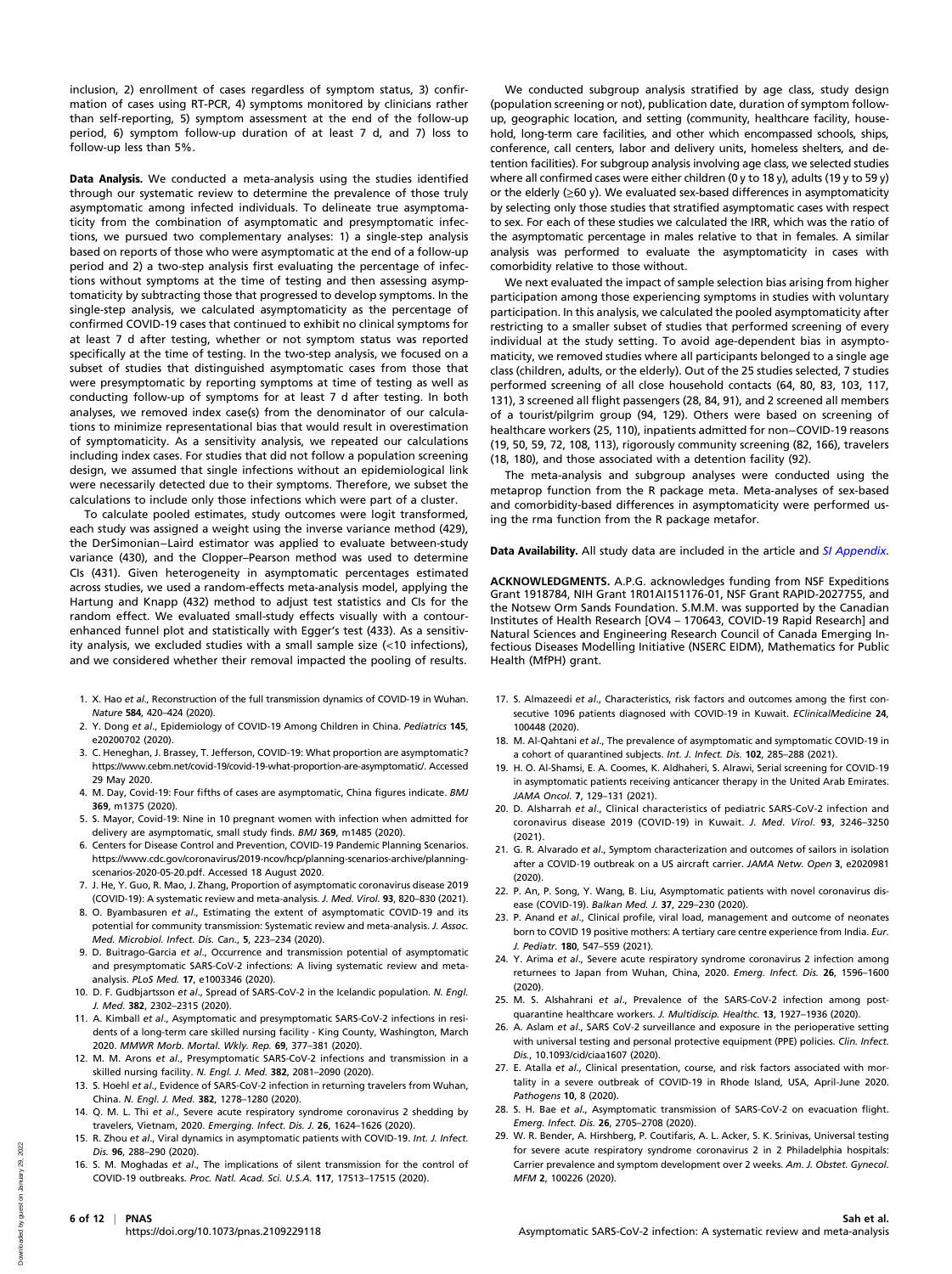inclusion, 2) enrollment of cases regardless of symptom status, 3) confirmation of cases using RT-PCR, 4) symptoms monitored by clinicians rather than self-reporting, 5) symptom assessment at the end of the follow-up period, 6) symptom follow-up duration of at least 7 d, and 7) loss to follow-up less than 5%.

**Data Analysis.** We conducted a meta-analysis using the studies identified through our systematic review to determine the prevalence of those truly asymptomatic among infected individuals. To delineate true asymptomaticity from the combination of asymptomatic and presymptomatic infections, we pursued two complementary analyses: 1) a single-step analysis based on reports of those who were asymptomatic at the end of a follow-up period and 2) a two-step analysis first evaluating the percentage of infections without symptoms at the time of testing and then assessing asymptomaticity by subtracting those that progressed to develop symptoms. In the single-step analysis, we calculated asymptomaticity as the percentage of confirmed COVID-19 cases that continued to exhibit no clinical symptoms for at least 7 d after testing, whether or not symptom status was reported specifically at the time of testing. In the two-step analysis, we focused on a subset of studies that distinguished asymptomatic cases from those that were presymptomatic by reporting symptoms at time of testing as well as conducting follow-up of symptoms for at least 7 d after testing. In both analyses, we removed index case(s) from the denominator of our calculations to minimize representational bias that would result in overestimation of symptomaticity. As a sensitivity analysis, we repeated our calculations including index cases. For studies that did not follow a population screening design, we assumed that single infections without an epidemiological link were necessarily detected due to their symptoms. Therefore, we subset the calculations to include only those infections which were part of a cluster.

To calculate pooled estimates, study outcomes were logit transformed, each study was assigned a weight using the inverse variance method (429), the DerSimonian–Laird estimator was applied to evaluate between-study variance (430), and the Clopper–Pearson method was used to determine CIs (431). Given heterogeneity in asymptomatic percentages estimated across studies, we used a random-effects meta-analysis model, applying the Hartung and Knapp (432) method to adjust test statistics and CIs for the random effect. We evaluated small-study effects visually with a contour-enhanced funnel plot and statistically with Egger's test (433). As a sensitivity analysis, we excluded studies with a small sample size (<10 infections), and we considered whether their removal impacted the pooling of results.

We conducted subgroup analysis stratified by age class, study design (population screening or not), publication date, duration of symptom follow-up, geographic location, and setting (community, healthcare facility, household, long-term care facilities, and other which encompassed schools, ships, conference, call centers, labor and delivery units, homeless shelters, and detention facilities). For subgroup analysis involving age class, we selected studies where all confirmed cases were either children (0 y to 18 y), adults (19 y to 59 y) or the elderly (≥60 y). We evaluated sex-based differences in asymptomaticity by selecting only those studies that stratified asymptomatic cases with respect to sex. For each of these studies we calculated the IRR, which was the ratio of the asymptomatic percentage in males relative to that in females. A similar analysis was performed to evaluate the asymptomaticity in cases with comorbidity relative to those without.

We next evaluated the impact of sample selection bias arising from higher participation among those experiencing symptoms in studies with voluntary participation. In this analysis, we calculated the pooled asymptomaticity after restricting to a smaller subset of studies that performed screening of every individual at the study setting. To avoid age-dependent bias in asymptomaticity, we removed studies where all participants belonged to a single age class (children, adults, or the elderly). Out of the 25 studies selected, 7 studies performed screening of all close household contacts (64, 80, 83, 103, 117, 131), 3 screened all flight passengers (28, 84, 91), and 2 screened all members of a tourist/pilgrim group (94, 129). Others were based on screening of healthcare workers (25, 110), inpatients admitted for non−COVID-19 reasons (19, 50, 59, 72, 108, 113), rigorously community screening (82, 166), travelers (18, 180), and those associated with a detention facility (92).

The meta-analysis and subgroup analyses were conducted using the metaprop function from the R package meta. Meta-analyses of sex-based and comorbidity-based differences in asymptomaticity were performed using the rma function from the R package metafor.

**Data Availability.** All study data are included in the article and *SI Appendix*.

**ACKNOWLEDGMENTS.** A.P.G. acknowledges funding from NSF Expeditions Grant 1918784, NIH Grant 1R01AI151176-01, NSF Grant RAPID-2027755, and the Notsew Orm Sands Foundation. S.M.M. was supported by the Canadian Institutes of Health Research [OV4 – 170643, COVID-19 Rapid Research] and Natural Sciences and Engineering Research Council of Canada Emerging Infectious Diseases Modelling Initiative (NSERC EIDM), Mathematics for Public Health (MfPH) grant.

1. X. Hao *et al*., Reconstruction of the full transmission dynamics of COVID-19 in Wuhan. *Nature* **584**, 420–424 (2020).
2. Y. Dong *et al*., Epidemiology of COVID-19 Among Children in China. *Pediatrics* **145**, e20200702 (2020).
3. C. Heneghan, J. Brassey, T. Jefferson, COVID-19: What proportion are asymptomatic? https://www.cebm.net/covid-19/covid-19-what-proportion-are-asymptomatic/. Accessed 29 May 2020.
4. M. Day, Covid-19: Four fifths of cases are asymptomatic, China figures indicate. *BMJ* **369**, m1375 (2020).
5. S. Mayor, Covid-19: Nine in 10 pregnant women with infection when admitted for delivery are asymptomatic, small study finds. *BMJ* **369**, m1485 (2020).
6. Centers for Disease Control and Prevention, COVID-19 Pandemic Planning Scenarios. https://www.cdc.gov/coronavirus/2019-ncov/hcp/planning-scenarios-archive/planning-scenarios-2020-05-20.pdf. Accessed 18 August 2020.
7. J. He, Y. Guo, R. Mao, J. Zhang, Proportion of asymptomatic coronavirus disease 2019 (COVID-19): A systematic review and meta-analysis. *J. Med. Virol.* **93**, 820–830 (2021).
8. O. Byambasuren *et al*., Estimating the extent of asymptomatic COVID-19 and its potential for community transmission: Systematic review and meta-analysis. *J. Assoc. Med. Microbiol. Infect. Dis. Can.*, **5**, 223–234 (2020).
9. D. Buitrago-Garcia *et al*., Occurrence and transmission potential of asymptomatic and presymptomatic SARS-CoV-2 infections: A living systematic review and meta-analysis. *PLoS Med.* **17**, e1003346 (2020).
10. D. F. Gudbjartsson *et al*., Spread of SARS-CoV-2 in the Icelandic population. *N. Engl. J. Med.* **382**, 2302–2315 (2020).
11. A. Kimball *et al*., Asymptomatic and presymptomatic SARS-CoV-2 infections in residents of a long-term care skilled nursing facility - King County, Washington, March 2020. *MMWR Morb. Mortal. Wkly. Rep.* **69**, 377–381 (2020).
12. M. M. Arons *et al*., Presymptomatic SARS-CoV-2 infections and transmission in a skilled nursing facility. *N. Engl. J. Med.* **382**, 2081–2090 (2020).
13. S. Hoehl *et al*., Evidence of SARS-CoV-2 infection in returning travelers from Wuhan, China. *N. Engl. J. Med.* **382**, 1278–1280 (2020).
14. Q. M. L. Thi *et al*., Severe acute respiratory syndrome coronavirus 2 shedding by travelers, Vietnam, 2020. *Emerging. Infect. Dis. J.* **26**, 1624–1626 (2020).
15. R. Zhou *et al*., Viral dynamics in asymptomatic patients with COVID-19. *Int. J. Infect. Dis.* **96**, 288–290 (2020).
16. S. M. Moghadas *et al*., The implications of silent transmission for the control of COVID-19 outbreaks. *Proc. Natl. Acad. Sci. U.S.A.* **117**, 17513–17515 (2020).
17. S. Almazeedi *et al*., Characteristics, risk factors and outcomes among the first consecutive 1096 patients diagnosed with COVID-19 in Kuwait. *EClinicalMedicine* **24**, 100448 (2020).
18. M. Al-Qahtani *et al*., The prevalence of asymptomatic and symptomatic COVID-19 in a cohort of quarantined subjects. *Int. J. Infect. Dis.* **102**, 285–288 (2021).
19. H. O. Al-Shamsi, E. A. Coomes, K. Aldhaheri, S. Alrawi, Serial screening for COVID-19 in asymptomatic patients receiving anticancer therapy in the United Arab Emirates. *JAMA Oncol.* **7**, 129–131 (2021).
20. D. Alsharrah *et al*., Clinical characteristics of pediatric SARS-CoV-2 infection and coronavirus disease 2019 (COVID-19) in Kuwait. *J. Med. Virol.* **93**, 3246–3250 (2021).
21. G. R. Alvarado *et al*., Symptom characterization and outcomes of sailors in isolation after a COVID-19 outbreak on a US aircraft carrier. *JAMA Netw. Open* **3**, e2020981 (2020).
22. P. An, P. Song, Y. Wang, B. Liu, Asymptomatic patients with novel coronavirus disease (COVID-19). *Balkan Med. J.* **37**, 229–230 (2020).
23. P. Anand *et al*., Clinical profile, viral load, management and outcome of neonates born to COVID 19 positive mothers: A tertiary care centre experience from India. *Eur. J. Pediatr.* **180**, 547–559 (2021).
24. Y. Arima *et al*., Severe acute respiratory syndrome coronavirus 2 infection among returnees to Japan from Wuhan, China, 2020. *Emerg. Infect. Dis.* **26**, 1596–1600 (2020).
25. M. S. Alshahrani *et al*., Prevalence of the SARS-CoV-2 infection among post-quarantine healthcare workers. *J. Multidiscip. Healthc.* **13**, 1927–1936 (2020).
26. A. Aslam *et al*., SARS CoV-2 surveillance and exposure in the perioperative setting with universal testing and personal protective equipment (PPE) policies. *Clin. Infect. Dis.*, 10.1093/cid/ciaa1607 (2020).
27. E. Atalla *et al*., Clinical presentation, course, and risk factors associated with mortality in a severe outbreak of COVID-19 in Rhode Island, USA, April-June 2020. *Pathogens* **10**, 8 (2020).
28. S. H. Bae *et al*., Asymptomatic transmission of SARS-CoV-2 on evacuation flight. *Emerg. Infect. Dis.* **26**, 2705–2708 (2020).
29. W. R. Bender, A. Hirshberg, P. Coutifaris, A. L. Acker, S. K. Srinivas, Universal testing for severe acute respiratory syndrome coronavirus 2 in 2 Philadelphia hospitals: Carrier prevalence and symptom development over 2 weeks. *Am. J. Obstet. Gynecol. MFM* **2**, 100226 (2020).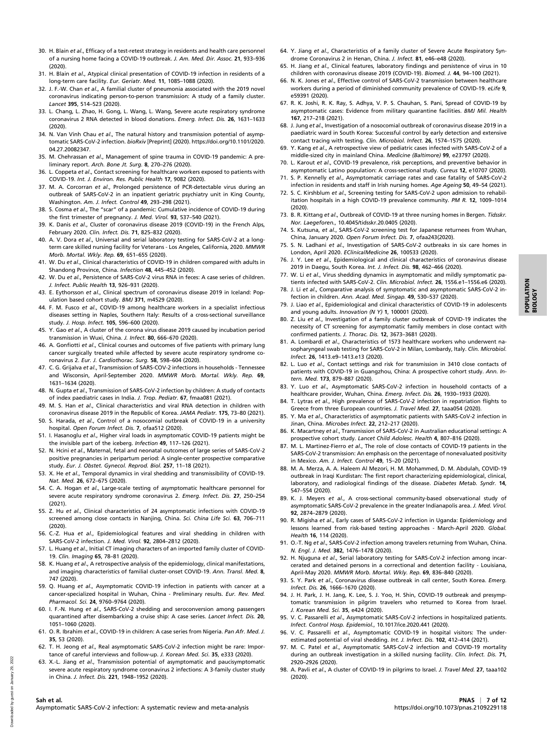30. H. Blain *et al*., Efficacy of a test-retest strategy in residents and health care personnel of a nursing home facing a COVID-19 outbreak. *J. Am. Med. Dir. Assoc.* **21**, 933–936 (2020).
31. H. Blain *et al*., Atypical clinical presentation of COVID-19 infection in residents of a long-term care facility. *Eur. Geriatr. Med.* **11**, 1085–1088 (2020).
32. J. F.-W. Chan *et al*., A familial cluster of pneumonia associated with the 2019 novel coronavirus indicating person-to-person transmission: A study of a family cluster. *Lancet* **395**, 514–523 (2020).
33. L. Chang, L. Zhao, H. Gong, L. Wang, L. Wang, Severe acute respiratory syndrome coronavirus 2 RNA detected in blood donations. *Emerg. Infect. Dis.* **26**, 1631–1633 (2020).
34. N. Van Vinh Chau *et al*., The natural history and transmission potential of asymptomatic SARS-CoV-2 infection. *bioRxiv* [Preprint] (2020). https://doi.org/10.1101/2020.04.27.20082347.
35. M. Chehrassan *et al*., Management of spine trauma in COVID-19 pandemic: A preliminary report. *Arch. Bone Jt. Surg.* **8**, 270–276 (2020).
36. L. Coppeta *et al*., Contact screening for healthcare workers exposed to patients with COVID-19. *Int. J. Environ. Res. Public Health* **17**, 9082 (2020).
37. M. A. Corcorran *et al*., Prolonged persistence of PCR-detectable virus during an outbreak of SARS-CoV-2 in an inpatient geriatric psychiatry unit in King County, Washington. *Am. J. Infect. Control* **49**, 293–298 (2021).
38. S. Cosma *et al*., The "scar" of a pandemic: Cumulative incidence of COVID-19 during the first trimester of pregnancy. *J. Med. Virol.* **93**, 537–540 (2021).
39. K. Danis *et al*., Cluster of coronavirus disease 2019 (COVID-19) in the French Alps, February 2020. *Clin. Infect. Dis.* **71**, 825–832 (2020).
40. A. V. Dora *et al*., Universal and serial laboratory testing for SARS-CoV-2 at a long-term care skilled nursing facility for Veterans - Los Angeles, California, 2020. *MMWR Morb. Mortal. Wkly. Rep.* **69**, 651–655 (2020).
41. W. Du *et al*., Clinical characteristics of COVID-19 in children compared with adults in Shandong Province, China. *Infection* **48**, 445–452 (2020).
42. W. Du *et al*., Persistence of SARS-CoV-2 virus RNA in feces: A case series of children. *J. Infect. Public Health* **13**, 926–931 (2020).
43. E. Eythorsson *et al*., Clinical spectrum of coronavirus disease 2019 in Iceland: Population based cohort study. *BMJ* **371**, m4529 (2020).
44. F. M. Fusco *et al*., COVID-19 among healthcare workers in a specialist infectious diseases setting in Naples, Southern Italy: Results of a cross-sectional surveillance study. *J. Hosp. Infect.* **105**, 596–600 (2020).
45. Y. Gao *et al*., A cluster of the corona virus disease 2019 caused by incubation period transmission in Wuxi, China. *J. Infect.* **80**, 666–670 (2020).
46. A. Gonfiotti *et al*., Clinical courses and outcomes of five patients with primary lung cancer surgically treated while affected by severe acute respiratory syndrome coronavirus 2. *Eur. J. Cardiothorac. Surg.* **58**, 598–604 (2020).
47. C. G. Grijalva *et al*., Transmission of SARS-COV-2 infections in households - Tennessee and Wisconsin, April-September 2020. *MMWR Morb. Mortal. Wkly. Rep.* **69**, 1631–1634 (2020).
48. N. Gupta *et al*., Transmission of SARS-CoV-2 infection by children: A study of contacts of index paediatric cases in India. *J. Trop. Pediatr.* **67**, fmaa081 (2021).
49. M. S. Han *et al*., Clinical characteristics and viral RNA detection in children with coronavirus disease 2019 in the Republic of Korea. *JAMA Pediatr.* **175**, 73–80 (2021).
50. S. Harada, *et al*., Control of a nosocomial outbreak of COVID-19 in a university hospital. *Open Forum Infect. Dis.* **7**, ofaa512 (2020).
51. I. Hasanoglu *et al*., Higher viral loads in asymptomatic COVID-19 patients might be the invisible part of the iceberg. *Infection* **49**, 117–126 (2021).
52. N. Hcini *et al*., Maternal, fetal and neonatal outcomes of large series of SARS-CoV-2 positive pregnancies in peripartum period: A single-center prospective comparative study. *Eur. J. Obstet. Gynecol. Reprod. Biol.* **257**, 11–18 (2021).
53. X. He *et al*., Temporal dynamics in viral shedding and transmissibility of COVID-19. *Nat. Med.* **26**, 672–675 (2020).
54. C. A. Hogan *et al*., Large-scale testing of asymptomatic healthcare personnel for severe acute respiratory syndrome coronavirus 2. *Emerg. Infect. Dis.* **27**, 250–254 (2021).
55. Z. Hu *et al*., Clinical characteristics of 24 asymptomatic infections with COVID-19 screened among close contacts in Nanjing, China. *Sci. China Life Sci.* **63**, 706–711 (2020).
56. C.-Z. Hua *et al*., Epidemiological features and viral shedding in children with SARS-CoV-2 infection. *J. Med. Virol.* **92**, 2804–2812 (2020).
57. L. Huang *et al*., Initial CT imaging characters of an imported family cluster of COVID-19. *Clin. Imaging* **65**, 78–81 (2020).
58. K. Huang *et al*., A retrospective analysis of the epidemiology, clinical manifestations, and imaging characteristics of familial cluster-onset COVID-19. *Ann. Transl. Med.* **8**, 747 (2020).
59. Q. Huang *et al*., Asymptomatic COVID-19 infection in patients with cancer at a cancer-specialized hospital in Wuhan, China - Preliminary results. *Eur. Rev. Med. Pharmacol. Sci.* **24**, 9760–9764 (2020).
60. I. F.-N. Hung *et al*., SARS-CoV-2 shedding and seroconversion among passengers quarantined after disembarking a cruise ship: A case series. *Lancet Infect. Dis.* **20**, 1051–1060 (2020).
61. O. R. Ibrahim *et al*., COVID-19 in children: A case series from Nigeria. *Pan Afr. Med. J.* **35**, 53 (2020).
62. T. H. Jeong *et al*., Real asymptomatic SARS-CoV-2 infection might be rare: Importance of careful interviews and follow-up. *J. Korean Med. Sci.* **35**, e333 (2020).
63. X.-L. Jiang *et al*., Transmission potential of asymptomatic and paucisymptomatic severe acute respiratory syndrome coronavirus 2 infections: A 3-family cluster study in China. *J. Infect. Dis.* **221**, 1948–1952 (2020).
64. Y. Jiang *et al*., Characteristics of a family cluster of Severe Acute Respiratory Syndrome Coronavirus 2 in Henan, China. *J. Infect.* **81**, e46–e48 (2020).
65. H. Jiang *et al*., Clinical features, laboratory findings and persistence of virus in 10 children with coronavirus disease 2019 (COVID-19). *Biomed. J.* **44**, 94–100 (2021).
66. N. K. Jones *et al*., Effective control of SARS-CoV-2 transmission between healthcare workers during a period of diminished community prevalence of COVID-19. *eLife* **9**, e59391 (2020).
67. R. K. Joshi, R. K. Ray, S. Adhya, V. P. S. Chauhan, S. Pani, Spread of COVID-19 by asymptomatic cases: Evidence from military quarantine facilities. *BMJ Mil. Health* **167**, 217–218 (2021).
68. J. Jung *et al*., Investigation of a nosocomial outbreak of coronavirus disease 2019 in a paediatric ward in South Korea: Successful control by early detection and extensive contact tracing with testing. *Clin. Microbiol. Infect.* **26**, 1574–1575 (2020).
69. Y. Kang *et al*., A retrospective view of pediatric cases infected with SARS-CoV-2 of a middle-sized city in mainland China. *Medicine (Baltimore)* **99**, e23797 (2020).
70. L. Karout *et al*., COVID-19 prevalence, risk perceptions, and preventive behavior in asymptomatic Latino population: A cross-sectional study. *Cureus* **12**, e10707 (2020).
71. S. P. Kennelly *et al*., Asymptomatic carriage rates and case fatality of SARS-CoV-2 infection in residents and staff in Irish nursing homes. *Age Ageing* **50**, 49–54 (2021).
72. S. C. Kirshblum *et al*., Screening testing for SARS-CoV-2 upon admission to rehabilitation hospitals in a high COVID-19 prevalence community. *PM R.* **12**, 1009–1014 (2020).
73. B. R. Kittang *et al*., Outbreak of COVID-19 at three nursing homes in Bergen. *Tidsskr. Nor. Laegeforen.*, 10.4045/tidsskr.20.0405 (2020).
74. S. Kutsuna, *et al*., SARS-CoV-2 screening test for Japanese returnees from Wuhan, China, January 2020. *Open Forum Infect. Dis.* **7**, ofaa243(2020).
75. S. N. Ladhani *et al*., Investigation of SARS-CoV-2 outbreaks in six care homes in London, April 2020. *EClinicalMedicine* **26**, 100533 (2020).
76. J. Y. Lee *et al*., Epidemiological and clinical characteristics of coronavirus disease 2019 in Daegu, South Korea. *Int. J. Infect. Dis.* **98**, 462–466 (2020).
77. W. Li *et al*., Virus shedding dynamics in asymptomatic and mildly symptomatic patients infected with SARS-CoV-2. *Clin. Microbiol. Infect.* **26**, 1556.e1–1556.e6 (2020).
78. J. Li *et al*., Comparative analysis of symptomatic and asymptomatic SARS-CoV-2 infection in children. *Ann. Acad. Med. Singap.* **49**, 530–537 (2020).
79. J. Liao *et al*., Epidemiological and clinical characteristics of COVID-19 in adolescents and young adults. *Innovation (N Y)* **1**, 100001 (2020).
80. Z. Liu *et al*., Investigation of a family cluster outbreak of COVID-19 indicates the necessity of CT screening for asymptomatic family members in close contact with confirmed patients. *J. Thorac. Dis.* **12**, 3673–3681 (2020).
81. A. Lombardi *et al*., Characteristics of 1573 healthcare workers who underwent nasopharyngeal swab testing for SARS-CoV-2 in Milan, Lombardy, Italy. *Clin. Microbiol. Infect.* **26**, 1413.e9–1413.e13 (2020).
82. L. Luo *et al*., Contact settings and risk for transmission in 3410 close contacts of patients with COVID-19 in Guangzhou, China: A prospective cohort study. *Ann. Intern. Med.* **173**, 879–887 (2020).
83. Y. Luo *et al*., Asymptomatic SARS-CoV-2 infection in household contacts of a healthcare provider, Wuhan, China. *Emerg. Infect. Dis.* **26**, 1930–1933 (2020).
84. T. Lytras *et al*., High prevalence of SARS-CoV-2 infection in repatriation flights to Greece from three European countries. *J. Travel Med.* **27**, taaa054 (2020).
85. Y. Ma *et al*., Characteristics of asymptomatic patients with SARS-CoV-2 infection in Jinan, China. *Microbes Infect.* **22**, 212–217 (2020).
86. K. Macartney *et al*., Transmission of SARS-CoV-2 in Australian educational settings: A prospective cohort study. *Lancet Child Adolesc. Health* **4**, 807–816 (2020).
87. M. L. Martinez-Fierro *et al*., The role of close contacts of COVID-19 patients in the SARS-CoV-2 transmission: An emphasis on the percentage of nonevaluated positivity in Mexico. *Am. J. Infect. Control* **49**, 15–20 (2021).
88. M. A. Merza, A. A. Haleem Al Mezori, H. M. Mohammed, D. M. Abdulah, COVID-19 outbreak in Iraqi Kurdistan: The first report characterizing epidemiological, clinical, laboratory, and radiological findings of the disease. *Diabetes Metab. Syndr.* **14**, 547–554 (2020).
89. K. J. Meyers *et al*., A cross-sectional community-based observational study of asymptomatic SARS-CoV-2 prevalence in the greater Indianapolis area. *J. Med. Virol.* **92**, 2874–2879 (2020).
90. R. Migisha *et al*., Early cases of SARS-CoV-2 infection in Uganda: Epidemiology and lessons learned from risk-based testing approaches - March-April 2020. *Global. Health* **16**, 114 (2020).
91. O.-T. Ng *et al*., SARS-CoV-2 infection among travelers returning from Wuhan, China. *N. Engl. J. Med.* **382**, 1476–1478 (2020).
92. H. Njuguna *et al*., Serial laboratory testing for SARS-CoV-2 infection among incarcerated and detained persons in a correctional and detention facility - Louisiana, April-May 2020. *MMWR Morb. Mortal. Wkly. Rep.* **69**, 836–840 (2020).
93. S. Y. Park *et al*., Coronavirus disease outbreak in call center, South Korea. *Emerg. Infect. Dis.* **26**, 1666–1670 (2020).
94. J. H. Park, J. H. Jang, K. Lee, S. J. Yoo, H. Shin, COVID-19 outbreak and presymptomatic transmission in pilgrim travelers who returned to Korea from Israel. *J. Korean Med. Sci.* **35**, e424 (2020).
95. V. C. Passarelli *et al*., Asymptomatic SARS-CoV-2 infections in hospitalized patients. *Infect. Control Hosp. Epidemiol.*, 10.1017/ice.2020.441 (2020).
96. V. C. Passarelli *et al*., Asymptomatic COVID-19 in hospital visitors: The underestimated potential of viral shedding. *Int. J. Infect. Dis.* **102**, 412–414 (2021).
97. M. C. Patel *et al*., Asymptomatic SARS-CoV-2 infection and COVID-19 mortality during an outbreak investigation in a skilled nursing facility. *Clin. Infect. Dis.* **71**, 2920–2926 (2020).
98. A. Pavli *et al*., A cluster of COVID-19 in pilgrims to Israel. *J. Travel Med.* **27**, taaa102 (2020).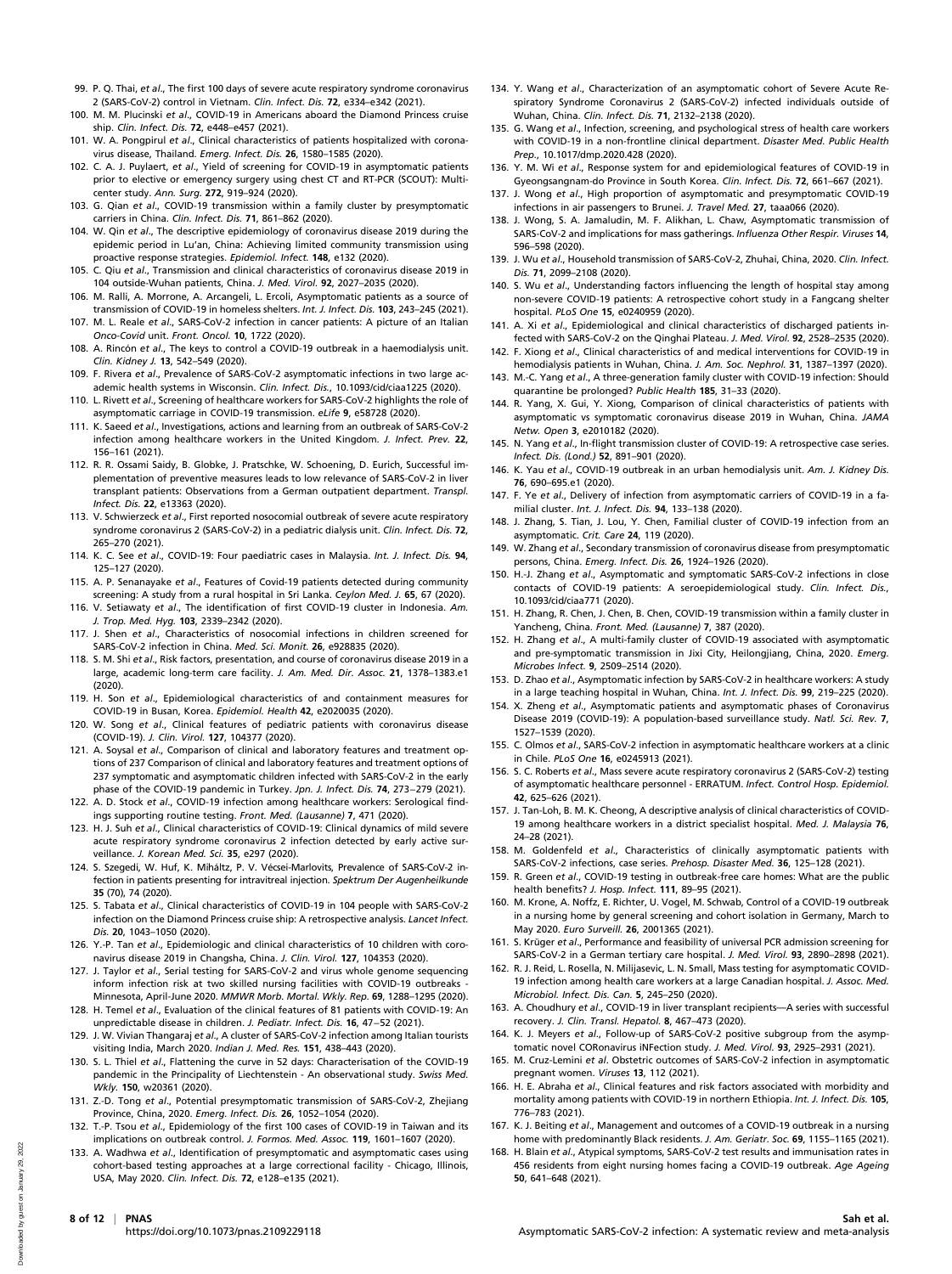99. P. Q. Thai, *et al*., The first 100 days of severe acute respiratory syndrome coronavirus 2 (SARS-CoV-2) control in Vietnam. *Clin. Infect. Dis.* **72**, e334–e342 (2021).
100. M. M. Plucinski *et al*., COVID-19 in Americans aboard the Diamond Princess cruise ship. *Clin. Infect. Dis.* **72**, e448–e457 (2021).
101. W. A. Pongpirul *et al*., Clinical characteristics of patients hospitalized with coronavirus disease, Thailand. *Emerg. Infect. Dis.* **26**, 1580–1585 (2020).
102. C. A. J. Puylaert, *et al*., Yield of screening for COVID-19 in asymptomatic patients prior to elective or emergency surgery using chest CT and RT-PCR (SCOUT): Multicenter study. *Ann. Surg.* **272**, 919–924 (2020).
103. G. Qian *et al*., COVID-19 transmission within a family cluster by presymptomatic carriers in China. *Clin. Infect. Dis.* **71**, 861–862 (2020).
104. W. Qin *et al*., The descriptive epidemiology of coronavirus disease 2019 during the epidemic period in Lu'an, China: Achieving limited community transmission using proactive response strategies. *Epidemiol. Infect.* **148**, e132 (2020).
105. C. Qiu *et al*., Transmission and clinical characteristics of coronavirus disease 2019 in 104 outside-Wuhan patients, China. *J. Med. Virol.* **92**, 2027–2035 (2020).
106. M. Ralli, A. Morrone, A. Arcangeli, L. Ercoli, Asymptomatic patients as a source of transmission of COVID-19 in homeless shelters. *Int. J. Infect. Dis.* **103**, 243–245 (2021).
107. M. L. Reale *et al*., SARS-CoV-2 infection in cancer patients: A picture of an Italian *Onco-Covid* unit. *Front. Oncol.* **10**, 1722 (2020).
108. A. Rincón *et al*., The keys to control a COVID-19 outbreak in a haemodialysis unit. *Clin. Kidney J.* **13**, 542–549 (2020).
109. F. Rivera *et al*., Prevalence of SARS-CoV-2 asymptomatic infections in two large academic health systems in Wisconsin. *Clin. Infect. Dis.*, 10.1093/cid/ciaa1225 (2020).
110. L. Rivett *et al*., Screening of healthcare workers for SARS-CoV-2 highlights the role of asymptomatic carriage in COVID-19 transmission. *eLife* **9**, e58728 (2020).
111. K. Saeed *et al*., Investigations, actions and learning from an outbreak of SARS-CoV-2 infection among healthcare workers in the United Kingdom. *J. Infect. Prev.* **22**, 156–161 (2021).
112. R. R. Ossami Saidy, B. Globke, J. Pratschke, W. Schoening, D. Eurich, Successful implementation of preventive measures leads to low relevance of SARS-CoV-2 in liver transplant patients: Observations from a German outpatient department. *Transpl. Infect. Dis.* **22**, e13363 (2020).
113. V. Schwierzeck *et al*., First reported nosocomial outbreak of severe acute respiratory syndrome coronavirus 2 (SARS-CoV-2) in a pediatric dialysis unit. *Clin. Infect. Dis.* **72**, 265–270 (2021).
114. K. C. See *et al*., COVID-19: Four paediatric cases in Malaysia. *Int. J. Infect. Dis.* **94**, 125–127 (2020).
115. A. P. Senanayake *et al*., Features of Covid-19 patients detected during community screening: A study from a rural hospital in Sri Lanka. *Ceylon Med. J.* **65**, 67 (2020).
116. V. Setiawaty *et al*., The identification of first COVID-19 cluster in Indonesia. *Am. J. Trop. Med. Hyg.* **103**, 2339–2342 (2020).
117. J. Shen *et al*., Characteristics of nosocomial infections in children screened for SARS-CoV-2 infection in China. *Med. Sci. Monit.* **26**, e928835 (2020).
118. S. M. Shi *et al*., Risk factors, presentation, and course of coronavirus disease 2019 in a large, academic long-term care facility. *J. Am. Med. Dir. Assoc.* **21**, 1378–1383.e1 (2020).
119. H. Son *et al*., Epidemiological characteristics of and containment measures for COVID-19 in Busan, Korea. *Epidemiol. Health* **42**, e2020035 (2020).
120. W. Song *et al*., Clinical features of pediatric patients with coronavirus disease (COVID-19). *J. Clin. Virol.* **127**, 104377 (2020).
121. A. Soysal *et al*., Comparison of clinical and laboratory features and treatment options of 237 Comparison of clinical and laboratory features and treatment options of 237 symptomatic and asymptomatic children infected with SARS-CoV-2 in the early phase of the COVID-19 pandemic in Turkey. *Jpn. J. Infect. Dis.* **74**, 273–279 (2021).
122. A. D. Stock *et al*., COVID-19 infection among healthcare workers: Serological findings supporting routine testing. *Front. Med. (Lausanne)* **7**, 471 (2020).
123. H. J. Suh *et al*., Clinical characteristics of COVID-19: Clinical dynamics of mild severe acute respiratory syndrome coronavirus 2 infection detected by early active surveillance. *J. Korean Med. Sci.* **35**, e297 (2020).
124. S. Szegedi, W. Huf, K. Miháltz, P. V. Vécsei-Marlovits, Prevalence of SARS-CoV-2 infection in patients presenting for intravitreal injection. *Spektrum Der Augenheilkunde* **35** (70), 74 (2020).
125. S. Tabata *et al*., Clinical characteristics of COVID-19 in 104 people with SARS-CoV-2 infection on the Diamond Princess cruise ship: A retrospective analysis. *Lancet Infect. Dis.* **20**, 1043–1050 (2020).
126. Y.-P. Tan *et al*., Epidemiologic and clinical characteristics of 10 children with coronavirus disease 2019 in Changsha, China. *J. Clin. Virol.* **127**, 104353 (2020).
127. J. Taylor *et al*., Serial testing for SARS-CoV-2 and virus whole genome sequencing inform infection risk at two skilled nursing facilities with COVID-19 outbreaks - Minnesota, April-June 2020. *MMWR Morb. Mortal. Wkly. Rep.* **69**, 1288–1295 (2020).
128. H. Temel *et al*., Evaluation of the clinical features of 81 patients with COVID-19: An unpredictable disease in children. *J. Pediatr. Infect. Dis.* **16**, 47–52 (2021).
129. J. W. Vivian Thangaraj *et al*., A cluster of SARS-CoV-2 infection among Italian tourists visiting India, March 2020. *Indian J. Med. Res.* **151**, 438–443 (2020).
130. S. L. Thiel *et al*., Flattening the curve in 52 days: Characterisation of the COVID-19 pandemic in the Principality of Liechtenstein - An observational study. *Swiss Med. Wkly.* **150**, w20361 (2020).
131. Z.-D. Tong *et al*., Potential presymptomatic transmission of SARS-CoV-2, Zhejiang Province, China, 2020. *Emerg. Infect. Dis.* **26**, 1052–1054 (2020).
132. T.-P. Tsou *et al*., Epidemiology of the first 100 cases of COVID-19 in Taiwan and its implications on outbreak control. *J. Formos. Med. Assoc.* **119**, 1601–1607 (2020).
133. A. Wadhwa *et al*., Identification of presymptomatic and asymptomatic cases using cohort-based testing approaches at a large correctional facility - Chicago, Illinois, USA, May 2020. *Clin. Infect. Dis.* **72**, e128–e135 (2021).
134. Y. Wang *et al*., Characterization of an asymptomatic cohort of Severe Acute Respiratory Syndrome Coronavirus 2 (SARS-CoV-2) infected individuals outside of Wuhan, China. *Clin. Infect. Dis.* **71**, 2132–2138 (2020).
135. G. Wang *et al*., Infection, screening, and psychological stress of health care workers with COVID-19 in a non-frontline clinical department. *Disaster Med. Public Health Prep.*, 10.1017/dmp.2020.428 (2020).
136. Y. M. Wi *et al*., Response system for and epidemiological features of COVID-19 in Gyeongsangnam-do Province in South Korea. *Clin. Infect. Dis.* **72**, 661–667 (2021).
137. J. Wong *et al*., High proportion of asymptomatic and presymptomatic COVID-19 infections in air passengers to Brunei. *J. Travel Med.* **27**, taaa066 (2020).
138. J. Wong, S. A. Jamaludin, M. F. Alikhan, L. Chaw, Asymptomatic transmission of SARS-CoV-2 and implications for mass gatherings. *Influenza Other Respir. Viruses* **14**, 596–598 (2020).
139. J. Wu *et al*., Household transmission of SARS-CoV-2, Zhuhai, China, 2020. *Clin. Infect. Dis.* **71**, 2099–2108 (2020).
140. S. Wu *et al*., Understanding factors influencing the length of hospital stay among non-severe COVID-19 patients: A retrospective cohort study in a Fangcang shelter hospital. *PLoS One* **15**, e0240959 (2020).
141. A. Xi *et al*., Epidemiological and clinical characteristics of discharged patients infected with SARS-CoV-2 on the Qinghai Plateau. *J. Med. Virol.* **92**, 2528–2535 (2020).
142. F. Xiong *et al*., Clinical characteristics of and medical interventions for COVID-19 in hemodialysis patients in Wuhan, China. *J. Am. Soc. Nephrol.* **31**, 1387–1397 (2020).
143. M.-C. Yang *et al*., A three-generation family cluster with COVID-19 infection: Should quarantine be prolonged? *Public Health* **185**, 31–33 (2020).
144. R. Yang, X. Gui, Y. Xiong, Comparison of clinical characteristics of patients with asymptomatic vs symptomatic coronavirus disease 2019 in Wuhan, China. *JAMA Netw. Open* **3**, e2010182 (2020).
145. N. Yang *et al*., In-flight transmission cluster of COVID-19: A retrospective case series. *Infect. Dis. (Lond.)* **52**, 891–901 (2020).
146. K. Yau *et al*., COVID-19 outbreak in an urban hemodialysis unit. *Am. J. Kidney Dis.* **76**, 690–695.e1 (2020).
147. F. Ye *et al*., Delivery of infection from asymptomatic carriers of COVID-19 in a familial cluster. *Int. J. Infect. Dis.* **94**, 133–138 (2020).
148. J. Zhang, S. Tian, J. Lou, Y. Chen, Familial cluster of COVID-19 infection from an asymptomatic. *Crit. Care* **24**, 119 (2020).
149. W. Zhang *et al*., Secondary transmission of coronavirus disease from presymptomatic persons, China. *Emerg. Infect. Dis.* **26**, 1924–1926 (2020).
150. H.-J. Zhang *et al*., Asymptomatic and symptomatic SARS-CoV-2 infections in close contacts of COVID-19 patients: A seroepidemiological study. *Clin. Infect. Dis.*, 10.1093/cid/ciaa771 (2020).
151. H. Zhang, R. Chen, J. Chen, B. Chen, COVID-19 transmission within a family cluster in Yancheng, China. *Front. Med. (Lausanne)* **7**, 387 (2020).
152. H. Zhang *et al*., A multi-family cluster of COVID-19 associated with asymptomatic and pre-symptomatic transmission in Jixi City, Heilongjiang, China, 2020. *Emerg. Microbes Infect.* **9**, 2509–2514 (2020).
153. D. Zhao *et al*., Asymptomatic infection by SARS-CoV-2 in healthcare workers: A study in a large teaching hospital in Wuhan, China. *Int. J. Infect. Dis.* **99**, 219–225 (2020).
154. X. Zheng *et al*., Asymptomatic patients and asymptomatic phases of Coronavirus Disease 2019 (COVID-19): A population-based surveillance study. *Natl. Sci. Rev.* **7**, 1527–1539 (2020).
155. C. Olmos *et al*., SARS-CoV-2 infection in asymptomatic healthcare workers at a clinic in Chile. *PLoS One* **16**, e0245913 (2021).
156. S. C. Roberts *et al*., Mass severe acute respiratory coronavirus 2 (SARS-CoV-2) testing of asymptomatic healthcare personnel - ERRATUM. *Infect. Control Hosp. Epidemiol.* **42**, 625–626 (2021).
157. J. Tan-Loh, B. M. K. Cheong, A descriptive analysis of clinical characteristics of COVID-19 among healthcare workers in a district specialist hospital. *Med. J. Malaysia* **76**, 24–28 (2021).
158. M. Goldenfeld *et al*., Characteristics of clinically asymptomatic patients with SARS-CoV-2 infections, case series. *Prehosp. Disaster Med.* **36**, 125–128 (2021).
159. R. Green *et al*., COVID-19 testing in outbreak-free care homes: What are the public health benefits? *J. Hosp. Infect.* **111**, 89–95 (2021).
160. M. Krone, A. Noffz, E. Richter, U. Vogel, M. Schwab, Control of a COVID-19 outbreak in a nursing home by general screening and cohort isolation in Germany, March to May 2020. *Euro Surveill.* **26**, 2001365 (2021).
161. S. Krüger *et al*., Performance and feasibility of universal PCR admission screening for SARS-CoV-2 in a German tertiary care hospital. *J. Med. Virol.* **93**, 2890–2898 (2021).
162. R. J. Reid, L. Rosella, N. Milijasevic, L. N. Small, Mass testing for asymptomatic COVID-19 infection among health care workers at a large Canadian hospital. *J. Assoc. Med. Microbiol. Infect. Dis. Can.* **5**, 245–250 (2020).
163. A. Choudhury *et al*., COVID-19 in liver transplant recipients—A series with successful recovery. *J. Clin. Transl. Hepatol.* **8**, 467–473 (2020).
164. K. J. Meyers *et al*., Follow-up of SARS-CoV-2 positive subgroup from the asymptomatic novel CORonavirus iNFection study. *J. Med. Virol.* **93**, 2925–2931 (2021).
165. M. Cruz-Lemini *et al*. Obstetric outcomes of SARS-CoV-2 infection in asymptomatic pregnant women. *Viruses* **13**, 112 (2021).
166. H. E. Abraha *et al*., Clinical features and risk factors associated with morbidity and mortality among patients with COVID-19 in northern Ethiopia. *Int. J. Infect. Dis.* **105**, 776–783 (2021).
167. K. J. Beiting *et al*., Management and outcomes of a COVID-19 outbreak in a nursing home with predominantly Black residents. *J. Am. Geriatr. Soc.* **69**, 1155–1165 (2021).
168. H. Blain *et al*., Atypical symptoms, SARS-CoV-2 test results and immunisation rates in 456 residents from eight nursing homes facing a COVID-19 outbreak. *Age Ageing* **50**, 641–648 (2021).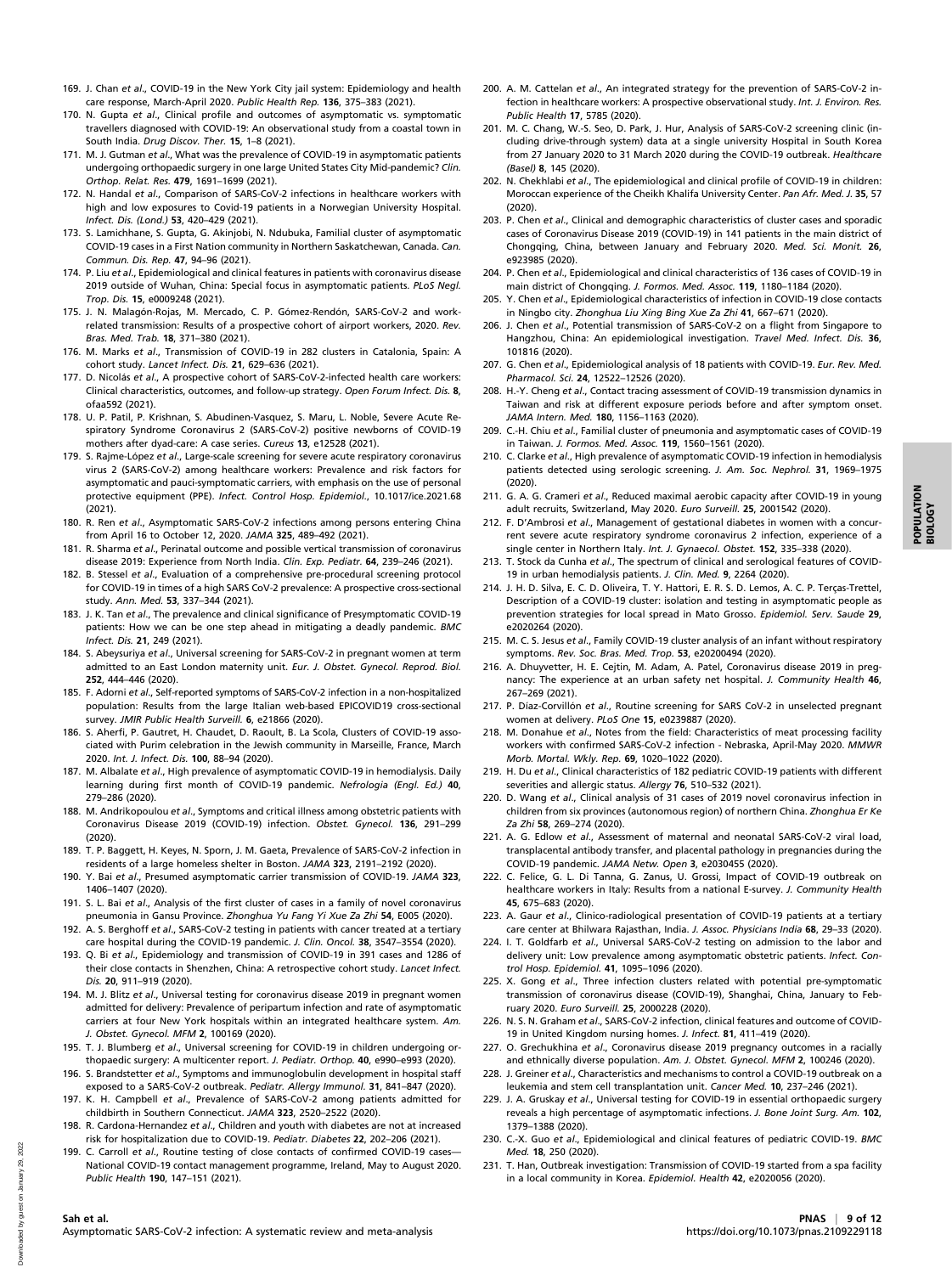169. J. Chan *et al*., COVID-19 in the New York City jail system: Epidemiology and health care response, March-April 2020. *Public Health Rep.* **136**, 375–383 (2021).
170. N. Gupta *et al*., Clinical profile and outcomes of asymptomatic vs. symptomatic travellers diagnosed with COVID-19: An observational study from a coastal town in South India. *Drug Discov. Ther.* **15**, 1–8 (2021).
171. M. J. Gutman *et al*., What was the prevalence of COVID-19 in asymptomatic patients undergoing orthopaedic surgery in one large United States City Mid-pandemic? *Clin. Orthop. Relat. Res.* **479**, 1691–1699 (2021).
172. N. Handal *et al*., Comparison of SARS-CoV-2 infections in healthcare workers with high and low exposures to Covid-19 patients in a Norwegian University Hospital. *Infect. Dis. (Lond.)* **53**, 420–429 (2021).
173. S. Lamichhane, S. Gupta, G. Akinjobi, N. Ndubuka, Familial cluster of asymptomatic COVID-19 cases in a First Nation community in Northern Saskatchewan, Canada. *Can. Commun. Dis. Rep.* **47**, 94–96 (2021).
174. P. Liu *et al*., Epidemiological and clinical features in patients with coronavirus disease 2019 outside of Wuhan, China: Special focus in asymptomatic patients. *PLoS Negl. Trop. Dis.* **15**, e0009248 (2021).
175. J. N. Malagón-Rojas, M. Mercado, C. P. Gómez-Rendón, SARS-CoV-2 and work-related transmission: Results of a prospective cohort of airport workers, 2020. *Rev. Bras. Med. Trab.* **18**, 371–380 (2021).
176. M. Marks *et al*., Transmission of COVID-19 in 282 clusters in Catalonia, Spain: A cohort study. *Lancet Infect. Dis.* **21**, 629–636 (2021).
177. D. Nicolás *et al*., A prospective cohort of SARS-CoV-2-infected health care workers: Clinical characteristics, outcomes, and follow-up strategy. *Open Forum Infect. Dis.* **8**, ofaa592 (2021).
178. U. P. Patil, P. Krishnan, S. Abudinen-Vasquez, S. Maru, L. Noble, Severe Acute Respiratory Syndrome Coronavirus 2 (SARS-CoV-2) positive newborns of COVID-19 mothers after dyad-care: A case series. *Cureus* **13**, e12528 (2021).
179. S. Rajme-López *et al*., Large-scale screening for severe acute respiratory coronavirus virus 2 (SARS-CoV-2) among healthcare workers: Prevalence and risk factors for asymptomatic and pauci-symptomatic carriers, with emphasis on the use of personal protective equipment (PPE). *Infect. Control Hosp. Epidemiol.*, 10.1017/ice.2021.68 (2021).
180. R. Ren *et al*., Asymptomatic SARS-CoV-2 infections among persons entering China from April 16 to October 12, 2020. *JAMA* **325**, 489–492 (2021).
181. R. Sharma *et al*., Perinatal outcome and possible vertical transmission of coronavirus disease 2019: Experience from North India. *Clin. Exp. Pediatr.* **64**, 239–246 (2021).
182. B. Stessel *et al*., Evaluation of a comprehensive pre-procedural screening protocol for COVID-19 in times of a high SARS CoV-2 prevalence: A prospective cross-sectional study. *Ann. Med.* **53**, 337–344 (2021).
183. J. K. Tan *et al*., The prevalence and clinical significance of Presymptomatic COVID-19 patients: How we can be one step ahead in mitigating a deadly pandemic. *BMC Infect. Dis.* **21**, 249 (2021).
184. S. Abeysuriya *et al*., Universal screening for SARS-CoV-2 in pregnant women at term admitted to an East London maternity unit. *Eur. J. Obstet. Gynecol. Reprod. Biol.* **252**, 444–446 (2020).
185. F. Adorni *et al*., Self-reported symptoms of SARS-CoV-2 infection in a non-hospitalized population: Results from the large Italian web-based EPICOVID19 cross-sectional survey. *JMIR Public Health Surveill.* **6**, e21866 (2020).
186. S. Aherfi, P. Gautret, H. Chaudet, D. Raoult, B. La Scola, Clusters of COVID-19 associated with Purim celebration in the Jewish community in Marseille, France, March 2020. *Int. J. Infect. Dis.* **100**, 88–94 (2020).
187. M. Albalate *et al*., High prevalence of asymptomatic COVID-19 in hemodialysis. Daily learning during first month of COVID-19 pandemic. *Nefrologia (Engl. Ed.)* **40**, 279–286 (2020).
188. M. Andrikopoulou *et al*., Symptoms and critical illness among obstetric patients with Coronavirus Disease 2019 (COVID-19) infection. *Obstet. Gynecol.* **136**, 291–299 (2020).
189. T. P. Baggett, H. Keyes, N. Sporn, J. M. Gaeta, Prevalence of SARS-CoV-2 infection in residents of a large homeless shelter in Boston. *JAMA* **323**, 2191–2192 (2020).
190. Y. Bai *et al*., Presumed asymptomatic carrier transmission of COVID-19. *JAMA* **323**, 1406–1407 (2020).
191. S. L. Bai *et al*., Analysis of the first cluster of cases in a family of novel coronavirus pneumonia in Gansu Province. *Zhonghua Yu Fang Yi Xue Za Zhi* **54**, E005 (2020).
192. A. S. Berghoff *et al*., SARS-CoV-2 testing in patients with cancer treated at a tertiary care hospital during the COVID-19 pandemic. *J. Clin. Oncol.* **38**, 3547–3554 (2020).
193. Q. Bi *et al*., Epidemiology and transmission of COVID-19 in 391 cases and 1286 of their close contacts in Shenzhen, China: A retrospective cohort study. *Lancet Infect. Dis.* **20**, 911–919 (2020).
194. M. J. Blitz *et al*., Universal testing for coronavirus disease 2019 in pregnant women admitted for delivery: Prevalence of peripartum infection and rate of asymptomatic carriers at four New York hospitals within an integrated healthcare system. *Am. J. Obstet. Gynecol. MFM* **2**, 100169 (2020).
195. T. J. Blumberg *et al*., Universal screening for COVID-19 in children undergoing orthopaedic surgery: A multicenter report. *J. Pediatr. Orthop.* **40**, e990–e993 (2020).
196. S. Brandstetter *et al*., Symptoms and immunoglobulin development in hospital staff exposed to a SARS-CoV-2 outbreak. *Pediatr. Allergy Immunol.* **31**, 841–847 (2020).
197. K. H. Campbell *et al*., Prevalence of SARS-CoV-2 among patients admitted for childbirth in Southern Connecticut. *JAMA* **323**, 2520–2522 (2020).
198. R. Cardona-Hernandez *et al*., Children and youth with diabetes are not at increased risk for hospitalization due to COVID-19. *Pediatr. Diabetes* **22**, 202–206 (2021).
199. C. Carroll *et al*., Routine testing of close contacts of confirmed COVID-19 cases—National COVID-19 contact management programme, Ireland, May to August 2020. *Public Health* **190**, 147–151 (2021).
200. A. M. Cattelan *et al*., An integrated strategy for the prevention of SARS-CoV-2 infection in healthcare workers: A prospective observational study. *Int. J. Environ. Res. Public Health* **17**, 5785 (2020).
201. M. C. Chang, W.-S. Seo, D. Park, J. Hur, Analysis of SARS-CoV-2 screening clinic (including drive-through system) data at a single university Hospital in South Korea from 27 January 2020 to 31 March 2020 during the COVID-19 outbreak. *Healthcare (Basel)* **8**, 145 (2020).
202. N. Chekhlabi *et al*., The epidemiological and clinical profile of COVID-19 in children: Moroccan experience of the Cheikh Khalifa University Center. *Pan Afr. Med. J.* **35**, 57 (2020).
203. P. Chen *et al*., Clinical and demographic characteristics of cluster cases and sporadic cases of Coronavirus Disease 2019 (COVID-19) in 141 patients in the main district of Chongqing, China, between January and February 2020. *Med. Sci. Monit.* **26**, e923985 (2020).
204. P. Chen *et al*., Epidemiological and clinical characteristics of 136 cases of COVID-19 in main district of Chongqing. *J. Formos. Med. Assoc.* **119**, 1180–1184 (2020).
205. Y. Chen *et al*., Epidemiological characteristics of infection in COVID-19 close contacts in Ningbo city. *Zhonghua Liu Xing Bing Xue Za Zhi* **41**, 667–671 (2020).
206. J. Chen *et al*., Potential transmission of SARS-CoV-2 on a flight from Singapore to Hangzhou, China: An epidemiological investigation. *Travel Med. Infect. Dis.* **36**, 101816 (2020).
207. G. Chen *et al*., Epidemiological analysis of 18 patients with COVID-19. *Eur. Rev. Med. Pharmacol. Sci.* **24**, 12522–12526 (2020).
208. H.-Y. Cheng *et al*., Contact tracing assessment of COVID-19 transmission dynamics in Taiwan and risk at different exposure periods before and after symptom onset. *JAMA Intern. Med.* **180**, 1156–1163 (2020).
209. C.-H. Chiu *et al*., Familial cluster of pneumonia and asymptomatic cases of COVID-19 in Taiwan. *J. Formos. Med. Assoc.* **119**, 1560–1561 (2020).
210. C. Clarke *et al*., High prevalence of asymptomatic COVID-19 infection in hemodialysis patients detected using serologic screening. *J. Am. Soc. Nephrol.* **31**, 1969–1975 (2020).
211. G. A. G. Crameri *et al*., Reduced maximal aerobic capacity after COVID-19 in young adult recruits, Switzerland, May 2020. *Euro Surveill.* **25**, 2001542 (2020).
212. F. D'Ambrosi *et al*., Management of gestational diabetes in women with a concurrent severe acute respiratory syndrome coronavirus 2 infection, experience of a single center in Northern Italy. *Int. J. Gynaecol. Obstet.* **152**, 335–338 (2020).
213. T. Stock da Cunha *et al*., The spectrum of clinical and serological features of COVID-19 in urban hemodialysis patients. *J. Clin. Med.* **9**, 2264 (2020).
214. J. H. D. Silva, E. C. D. Oliveira, T. Y. Hattori, E. R. S. D. Lemos, A. C. P. Terças-Trettel, Description of a COVID-19 cluster: isolation and testing in asymptomatic people as prevention strategies for local spread in Mato Grosso. *Epidemiol. Serv. Saude* **29**, e2020264 (2020).
215. M. C. S. Jesus *et al*., Family COVID-19 cluster analysis of an infant without respiratory symptoms. *Rev. Soc. Bras. Med. Trop.* **53**, e20200494 (2020).
216. A. Dhuyvetter, H. E. Cejtin, M. Adam, A. Patel, Coronavirus disease 2019 in pregnancy: The experience at an urban safety net hospital. *J. Community Health* **46**, 267–269 (2021).
217. P. Díaz-Corvillón *et al*., Routine screening for SARS CoV-2 in unselected pregnant women at delivery. *PLoS One* **15**, e0239887 (2020).
218. M. Donahue *et al*., Notes from the field: Characteristics of meat processing facility workers with confirmed SARS-CoV-2 infection - Nebraska, April-May 2020. *MMWR Morb. Mortal. Wkly. Rep.* **69**, 1020–1022 (2020).
219. H. Du *et al*., Clinical characteristics of 182 pediatric COVID-19 patients with different severities and allergic status. *Allergy* **76**, 510–532 (2021).
220. D. Wang *et al*., Clinical analysis of 31 cases of 2019 novel coronavirus infection in children from six provinces (autonomous region) of northern China. *Zhonghua Er Ke Za Zhi* **58**, 269–274 (2020).
221. A. G. Edlow *et al*., Assessment of maternal and neonatal SARS-CoV-2 viral load, transplacental antibody transfer, and placental pathology in pregnancies during the COVID-19 pandemic. *JAMA Netw. Open* **3**, e2030455 (2020).
222. C. Felice, G. L. Di Tanna, G. Zanus, U. Grossi, Impact of COVID-19 outbreak on healthcare workers in Italy: Results from a national E-survey. *J. Community Health* **45**, 675–683 (2020).
223. A. Gaur *et al*., Clinico-radiological presentation of COVID-19 patients at a tertiary care center at Bhilwara Rajasthan, India. *J. Assoc. Physicians India* **68**, 29–33 (2020).
224. I. T. Goldfarb *et al*., Universal SARS-CoV-2 testing on admission to the labor and delivery unit: Low prevalence among asymptomatic obstetric patients. *Infect. Control Hosp. Epidemiol.* **41**, 1095–1096 (2020).
225. X. Gong *et al*., Three infection clusters related with potential pre-symptomatic transmission of coronavirus disease (COVID-19), Shanghai, China, January to February 2020. *Euro Surveill.* **25**, 2000228 (2020).
226. N. S. N. Graham *et al*., SARS-CoV-2 infection, clinical features and outcome of COVID-19 in United Kingdom nursing homes. *J. Infect.* **81**, 411–419 (2020).
227. O. Grechukhina *et al*., Coronavirus disease 2019 pregnancy outcomes in a racially and ethnically diverse population. *Am. J. Obstet. Gynecol. MFM* **2**, 100246 (2020).
228. J. Greiner *et al*., Characteristics and mechanisms to control a COVID-19 outbreak on a leukemia and stem cell transplantation unit. *Cancer Med.* **10**, 237–246 (2021).
229. J. A. Gruskay *et al*., Universal testing for COVID-19 in essential orthopaedic surgery reveals a high percentage of asymptomatic infections. *J. Bone Joint Surg. Am.* **102**, 1379–1388 (2020).
230. C.-X. Guo *et al*., Epidemiological and clinical features of pediatric COVID-19. *BMC Med.* **18**, 250 (2020).
231. T. Han, Outbreak investigation: Transmission of COVID-19 started from a spa facility in a local community in Korea. *Epidemiol. Health* **42**, e2020056 (2020).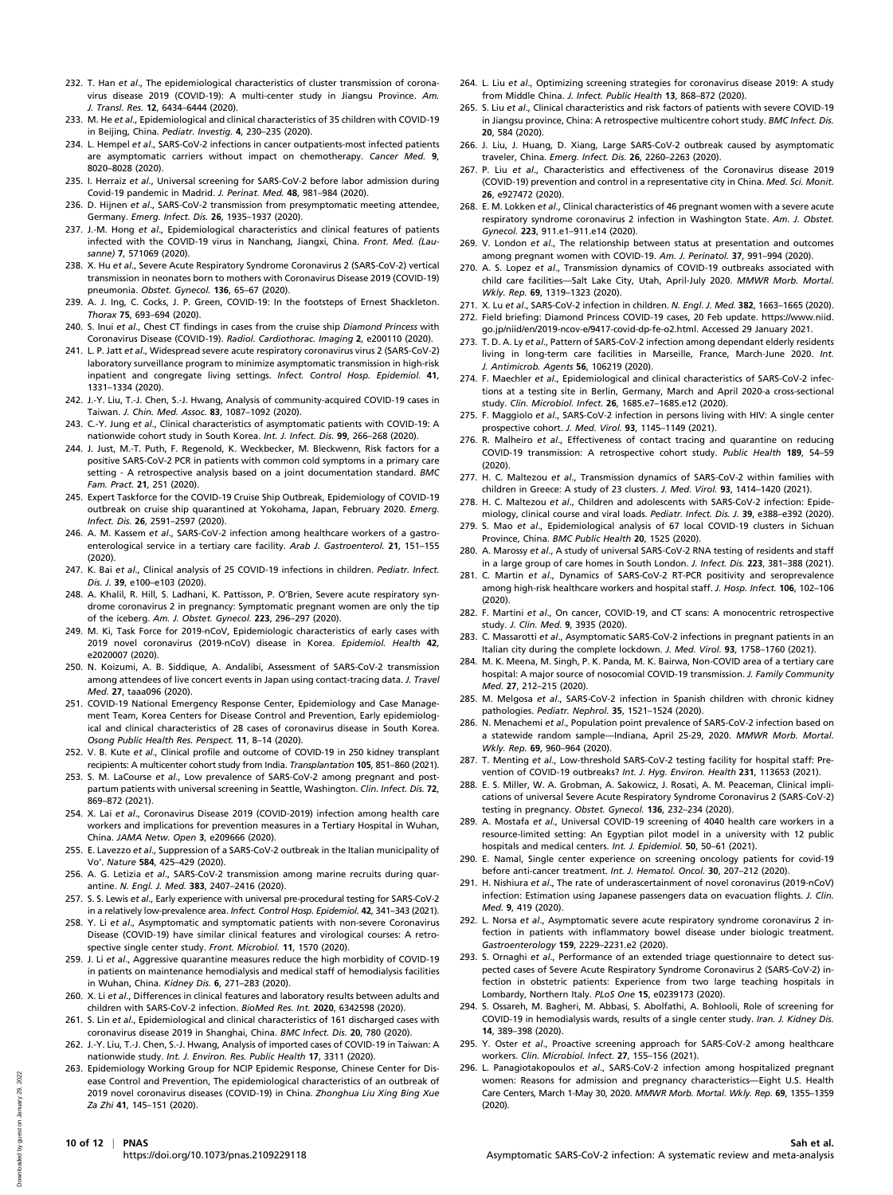232. T. Han *et al*., The epidemiological characteristics of cluster transmission of coronavirus disease 2019 (COVID-19): A multi-center study in Jiangsu Province. *Am. J. Transl. Res.* **12**, 6434–6444 (2020).
233. M. He *et al*., Epidemiological and clinical characteristics of 35 children with COVID-19 in Beijing, China. *Pediatr. Investig.* **4**, 230–235 (2020).
234. L. Hempel *et al*., SARS-CoV-2 infections in cancer outpatients-most infected patients are asymptomatic carriers without impact on chemotherapy. *Cancer Med.* **9**, 8020–8028 (2020).
235. I. Herraiz *et al*., Universal screening for SARS-CoV-2 before labor admission during Covid-19 pandemic in Madrid. *J. Perinat. Med.* **48**, 981–984 (2020).
236. D. Hijnen *et al*., SARS-CoV-2 transmission from presymptomatic meeting attendee, Germany. *Emerg. Infect. Dis.* **26**, 1935–1937 (2020).
237. J.-M. Hong *et al*., Epidemiological characteristics and clinical features of patients infected with the COVID-19 virus in Nanchang, Jiangxi, China. *Front. Med. (Lausanne)* **7**, 571069 (2020).
238. X. Hu *et al*., Severe Acute Respiratory Syndrome Coronavirus 2 (SARS-CoV-2) vertical transmission in neonates born to mothers with Coronavirus Disease 2019 (COVID-19) pneumonia. *Obstet. Gynecol.* **136**, 65–67 (2020).
239. A. J. Ing, C. Cocks, J. P. Green, COVID-19: In the footsteps of Ernest Shackleton. *Thorax* **75**, 693–694 (2020).
240. S. Inui *et al*., Chest CT findings in cases from the cruise ship *Diamond Princess* with Coronavirus Disease (COVID-19). *Radiol. Cardiothorac. Imaging* **2**, e200110 (2020).
241. L. P. Jatt *et al*., Widespread severe acute respiratory coronavirus virus 2 (SARS-CoV-2) laboratory surveillance program to minimize asymptomatic transmission in high-risk inpatient and congregate living settings. *Infect. Control Hosp. Epidemiol.* **41**, 1331–1334 (2020).
242. J.-Y. Liu, T.-J. Chen, S.-J. Hwang, Analysis of community-acquired COVID-19 cases in Taiwan. *J. Chin. Med. Assoc.* **83**, 1087–1092 (2020).
243. C.-Y. Jung *et al*., Clinical characteristics of asymptomatic patients with COVID-19: A nationwide cohort study in South Korea. *Int. J. Infect. Dis.* **99**, 266–268 (2020).
244. J. Just, M.-T. Puth, F. Regenold, K. Weckbecker, M. Bleckwenn, Risk factors for a positive SARS-CoV-2 PCR in patients with common cold symptoms in a primary care setting - A retrospective analysis based on a joint documentation standard. *BMC Fam. Pract.* **21**, 251 (2020).
245. Expert Taskforce for the COVID-19 Cruise Ship Outbreak, Epidemiology of COVID-19 outbreak on cruise ship quarantined at Yokohama, Japan, February 2020. *Emerg. Infect. Dis.* **26**, 2591–2597 (2020).
246. A. M. Kassem *et al*., SARS-CoV-2 infection among healthcare workers of a gastroenterological service in a tertiary care facility. *Arab J. Gastroenterol.* **21**, 151–155 (2020).
247. K. Bai *et al*., Clinical analysis of 25 COVID-19 infections in children. *Pediatr. Infect. Dis. J.* **39**, e100–e103 (2020).
248. A. Khalil, R. Hill, S. Ladhani, K. Pattisson, P. O'Brien, Severe acute respiratory syndrome coronavirus 2 in pregnancy: Symptomatic pregnant women are only the tip of the iceberg. *Am. J. Obstet. Gynecol.* **223**, 296–297 (2020).
249. M. Ki, Task Force for 2019-nCoV, Epidemiologic characteristics of early cases with 2019 novel coronavirus (2019-nCoV) disease in Korea. *Epidemiol. Health* **42**, e2020007 (2020).
250. N. Koizumi, A. B. Siddique, A. Andalibi, Assessment of SARS-CoV-2 transmission among attendees of live concert events in Japan using contact-tracing data. *J. Travel Med.* **27**, taaa096 (2020).
251. COVID-19 National Emergency Response Center, Epidemiology and Case Management Team, Korea Centers for Disease Control and Prevention, Early epidemiological and clinical characteristics of 28 cases of coronavirus disease in South Korea. *Osong Public Health Res. Perspect.* **11**, 8–14 (2020).
252. V. B. Kute *et al*., Clinical profile and outcome of COVID-19 in 250 kidney transplant recipients: A multicenter cohort study from India. *Transplantation* **105**, 851–860 (2021).
253. S. M. LaCourse *et al*., Low prevalence of SARS-CoV-2 among pregnant and postpartum patients with universal screening in Seattle, Washington. *Clin. Infect. Dis.* **72**, 869–872 (2021).
254. X. Lai *et al*., Coronavirus Disease 2019 (COVID-2019) infection among health care workers and implications for prevention measures in a Tertiary Hospital in Wuhan, China. *JAMA Netw. Open* **3**, e209666 (2020).
255. E. Lavezzo *et al*., Suppression of a SARS-CoV-2 outbreak in the Italian municipality of Vo'. *Nature* **584**, 425–429 (2020).
256. A. G. Letizia *et al*., SARS-CoV-2 transmission among marine recruits during quarantine. *N. Engl. J. Med.* **383**, 2407–2416 (2020).
257. S. S. Lewis *et al*., Early experience with universal pre-procedural testing for SARS-CoV-2 in a relatively low-prevalence area. *Infect. Control Hosp. Epidemiol.* **42**, 341–343 (2021).
258. Y. Li *et al*., Asymptomatic and symptomatic patients with non-severe Coronavirus Disease (COVID-19) have similar clinical features and virological courses: A retrospective single center study. *Front. Microbiol.* **11**, 1570 (2020).
259. J. Li *et al*., Aggressive quarantine measures reduce the high morbidity of COVID-19 in patients on maintenance hemodialysis and medical staff of hemodialysis facilities in Wuhan, China. *Kidney Dis.* **6**, 271–283 (2020).
260. X. Li *et al*., Differences in clinical features and laboratory results between adults and children with SARS-CoV-2 infection. *BioMed Res. Int.* **2020**, 6342598 (2020).
261. S. Lin *et al*., Epidemiological and clinical characteristics of 161 discharged cases with coronavirus disease 2019 in Shanghai, China. *BMC Infect. Dis.* **20**, 780 (2020).
262. J.-Y. Liu, T.-J. Chen, S.-J. Hwang, Analysis of imported cases of COVID-19 in Taiwan: A nationwide study. *Int. J. Environ. Res. Public Health* **17**, 3311 (2020).
263. Epidemiology Working Group for NCIP Epidemic Response, Chinese Center for Disease Control and Prevention, The epidemiological characteristics of an outbreak of 2019 novel coronavirus diseases (COVID-19) in China. *Zhonghua Liu Xing Bing Xue Za Zhi* **41**, 145–151 (2020).
264. L. Liu *et al*., Optimizing screening strategies for coronavirus disease 2019: A study from Middle China. *J. Infect. Public Health* **13**, 868–872 (2020).
265. S. Liu *et al*., Clinical characteristics and risk factors of patients with severe COVID-19 in Jiangsu province, China: A retrospective multicentre cohort study. *BMC Infect. Dis.* **20**, 584 (2020).
266. J. Liu, J. Huang, D. Xiang, Large SARS-CoV-2 outbreak caused by asymptomatic traveler, China. *Emerg. Infect. Dis.* **26**, 2260–2263 (2020).
267. P. Liu *et al*., Characteristics and effectiveness of the Coronavirus disease 2019 (COVID-19) prevention and control in a representative city in China. *Med. Sci. Monit.* **26**, e927472 (2020).
268. E. M. Lokken *et al*., Clinical characteristics of 46 pregnant women with a severe acute respiratory syndrome coronavirus 2 infection in Washington State. *Am. J. Obstet. Gynecol.* **223**, 911.e1–911.e14 (2020).
269. V. London *et al*., The relationship between status at presentation and outcomes among pregnant women with COVID-19. *Am. J. Perinatol.* **37**, 991–994 (2020).
270. A. S. Lopez *et al*., Transmission dynamics of COVID-19 outbreaks associated with child care facilities—Salt Lake City, Utah, April-July 2020. *MMWR Morb. Mortal. Wkly. Rep.* **69**, 1319–1323 (2020).
271. X. Lu *et al*., SARS-CoV-2 infection in children. *N. Engl. J. Med.* **382**, 1663–1665 (2020).
272. Field briefing: Diamond Princess COVID-19 cases, 20 Feb update. https://www.niid.go.jp/niid/en/2019-ncov-e/9417-covid-dp-fe-o2.html. Accessed 29 January 2021.
273. T. D. A. Ly *et al*., Pattern of SARS-CoV-2 infection among dependant elderly residents living in long-term care facilities in Marseille, France, March-June 2020. *Int. J. Antimicrob. Agents* **56**, 106219 (2020).
274. F. Maechler *et al*., Epidemiological and clinical characteristics of SARS-CoV-2 infections at a testing site in Berlin, Germany, March and April 2020-a cross-sectional study. *Clin. Microbiol. Infect.* **26**, 1685.e7–1685.e12 (2020).
275. F. Maggiolo *et al*., SARS-CoV-2 infection in persons living with HIV: A single center prospective cohort. *J. Med. Virol.* **93**, 1145–1149 (2021).
276. R. Malheiro *et al*., Effectiveness of contact tracing and quarantine on reducing COVID-19 transmission: A retrospective cohort study. *Public Health* **189**, 54–59 (2020).
277. H. C. Maltezou *et al*., Transmission dynamics of SARS-CoV-2 within families with children in Greece: A study of 23 clusters. *J. Med. Virol.* **93**, 1414–1420 (2021).
278. H. C. Maltezou *et al*., Children and adolescents with SARS-CoV-2 infection: Epidemiology, clinical course and viral loads. *Pediatr. Infect. Dis. J.* **39**, e388–e392 (2020).
279. S. Mao *et al*., Epidemiological analysis of 67 local COVID-19 clusters in Sichuan Province, China. *BMC Public Health* **20**, 1525 (2020).
280. A. Marossy *et al*., A study of universal SARS-CoV-2 RNA testing of residents and staff in a large group of care homes in South London. *J. Infect. Dis.* **223**, 381–388 (2021).
281. C. Martin *et al*., Dynamics of SARS-CoV-2 RT-PCR positivity and seroprevalence among high-risk healthcare workers and hospital staff. *J. Hosp. Infect.* **106**, 102–106 (2020).
282. F. Martini *et al*., On cancer, COVID-19, and CT scans: A monocentric retrospective study. *J. Clin. Med.* **9**, 3935 (2020).
283. C. Massarotti *et al*., Asymptomatic SARS-CoV-2 infections in pregnant patients in an Italian city during the complete lockdown. *J. Med. Virol.* **93**, 1758–1760 (2021).
284. M. K. Meena, M. Singh, P. K. Panda, M. K. Bairwa, Non-COVID area of a tertiary care hospital: A major source of nosocomial COVID-19 transmission. *J. Family Community Med.* **27**, 212–215 (2020).
285. M. Melgosa *et al*., SARS-CoV-2 infection in Spanish children with chronic kidney pathologies. *Pediatr. Nephrol.* **35**, 1521–1524 (2020).
286. N. Menachemi *et al*., Population point prevalence of SARS-CoV-2 infection based on a statewide random sample—Indiana, April 25-29, 2020. *MMWR Morb. Mortal. Wkly. Rep.* **69**, 960–964 (2020).
287. T. Menting *et al*., Low-threshold SARS-CoV-2 testing facility for hospital staff: Prevention of COVID-19 outbreaks? *Int. J. Hyg. Environ. Health* **231**, 113653 (2021).
288. E. S. Miller, W. A. Grobman, A. Sakowicz, J. Rosati, A. M. Peaceman, Clinical implications of universal Severe Acute Respiratory Syndrome Coronavirus 2 (SARS-CoV-2) testing in pregnancy. *Obstet. Gynecol.* **136**, 232–234 (2020).
289. A. Mostafa *et al*., Universal COVID-19 screening of 4040 health care workers in a resource-limited setting: An Egyptian pilot model in a university with 12 public hospitals and medical centers. *Int. J. Epidemiol.* **50**, 50–61 (2021).
290. E. Namal, Single center experience on screening oncology patients for covid-19 before anti-cancer treatment. *Int. J. Hematol. Oncol.* **30**, 207–212 (2020).
291. H. Nishiura *et al*., The rate of underascertainment of novel coronavirus (2019-nCoV) infection: Estimation using Japanese passengers data on evacuation flights. *J. Clin. Med.* **9**, 419 (2020).
292. L. Norsa *et al*., Asymptomatic severe acute respiratory syndrome coronavirus 2 infection in patients with inflammatory bowel disease under biologic treatment. *Gastroenterology* **159**, 2229–2231.e2 (2020).
293. S. Ornaghi *et al*., Performance of an extended triage questionnaire to detect suspected cases of Severe Acute Respiratory Syndrome Coronavirus 2 (SARS-CoV-2) infection in obstetric patients: Experience from two large teaching hospitals in Lombardy, Northern Italy. *PLoS One* **15**, e0239173 (2020).
294. S. Ossareh, M. Bagheri, M. Abbasi, S. Abolfathi, A. Bohlooli, Role of screening for COVID-19 in hemodialysis wards, results of a single center study. *Iran. J. Kidney Dis.* **14**, 389–398 (2020).
295. Y. Oster *et al*., Proactive screening approach for SARS-CoV-2 among healthcare workers. *Clin. Microbiol. Infect.* **27**, 155–156 (2021).
296. L. Panagiotakopoulos *et al*., SARS-CoV-2 infection among hospitalized pregnant women: Reasons for admission and pregnancy characteristics—Eight U.S. Health Care Centers, March 1-May 30, 2020. *MMWR Morb. Mortal. Wkly. Rep.* **69**, 1355–1359 (2020).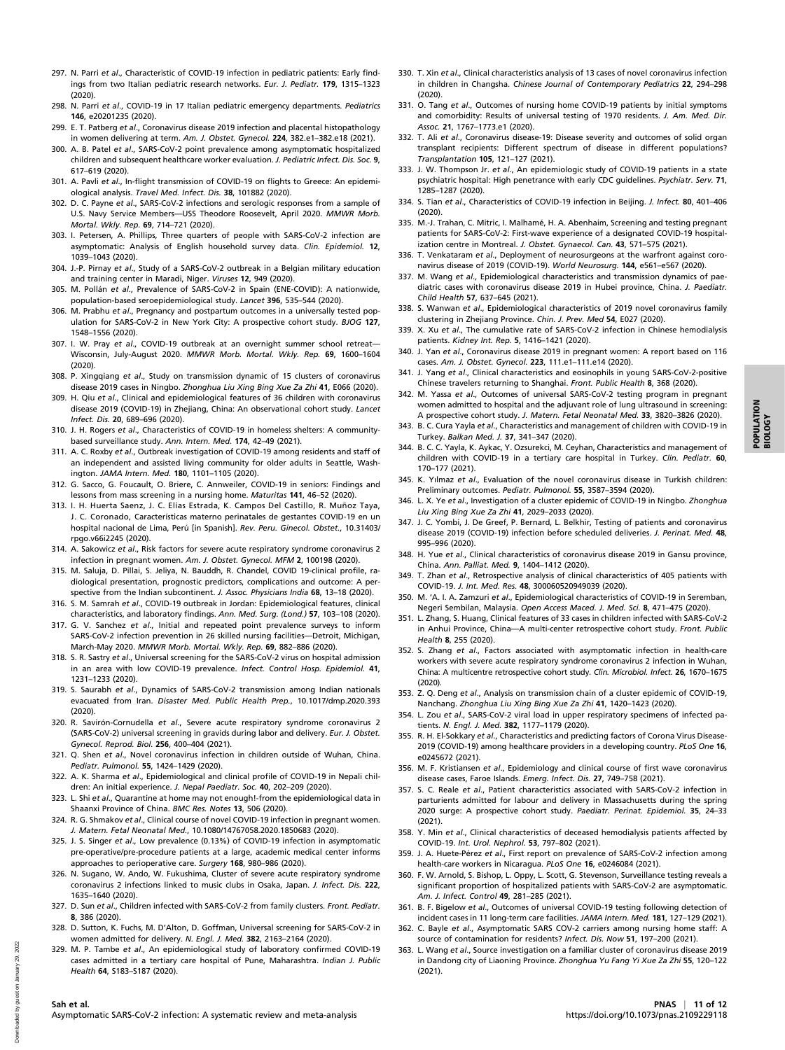297. N. Parri *et al*., Characteristic of COVID-19 infection in pediatric patients: Early findings from two Italian pediatric research networks. *Eur. J. Pediatr.* **179**, 1315–1323 (2020).
298. N. Parri *et al*., COVID-19 in 17 Italian pediatric emergency departments. *Pediatrics* **146**, e20201235 (2020).
299. E. T. Patberg *et al*., Coronavirus disease 2019 infection and placental histopathology in women delivering at term. *Am. J. Obstet. Gynecol.* **224**, 382.e1–382.e18 (2021).
300. A. B. Patel *et al*., SARS-CoV-2 point prevalence among asymptomatic hospitalized children and subsequent healthcare worker evaluation. *J. Pediatric Infect. Dis. Soc.* **9**, 617–619 (2020).
301. A. Pavli *et al*., In-flight transmission of COVID-19 on flights to Greece: An epidemiological analysis. *Travel Med. Infect. Dis.* **38**, 101882 (2020).
302. D. C. Payne *et al*., SARS-CoV-2 infections and serologic responses from a sample of U.S. Navy Service Members—USS Theodore Roosevelt, April 2020. *MMWR Morb. Mortal. Wkly. Rep.* **69**, 714–721 (2020).
303. I. Petersen, A. Phillips, Three quarters of people with SARS-CoV-2 infection are asymptomatic: Analysis of English household survey data. *Clin. Epidemiol.* **12**, 1039–1043 (2020).
304. J.-P. Pirnay *et al*., Study of a SARS-CoV-2 outbreak in a Belgian military education and training center in Maradi, Niger. *Viruses* **12**, 949 (2020).
305. M. Pollán *et al*., Prevalence of SARS-CoV-2 in Spain (ENE-COVID): A nationwide, population-based seroepidemiological study. *Lancet* **396**, 535–544 (2020).
306. M. Prabhu *et al*., Pregnancy and postpartum outcomes in a universally tested population for SARS-CoV-2 in New York City: A prospective cohort study. *BJOG* **127**, 1548–1556 (2020).
307. I. W. Pray *et al*., COVID-19 outbreak at an overnight summer school retreat—Wisconsin, July-August 2020. *MMWR Morb. Mortal. Wkly. Rep.* **69**, 1600–1604 (2020).
308. P. Xingqiang *et al*., Study on transmission dynamic of 15 clusters of coronavirus disease 2019 cases in Ningbo. *Zhonghua Liu Xing Bing Xue Za Zhi* **41**, E066 (2020).
309. H. Qiu *et al*., Clinical and epidemiological features of 36 children with coronavirus disease 2019 (COVID-19) in Zhejiang, China: An observational cohort study. *Lancet Infect. Dis.* **20**, 689–696 (2020).
310. J. H. Rogers *et al*., Characteristics of COVID-19 in homeless shelters: A community-based surveillance study. *Ann. Intern. Med.* **174**, 42–49 (2021).
311. A. C. Roxby *et al*., Outbreak investigation of COVID-19 among residents and staff of an independent and assisted living community for older adults in Seattle, Washington. *JAMA Intern. Med.* **180**, 1101–1105 (2020).
312. G. Sacco, G. Foucault, O. Briere, C. Annweiler, COVID-19 in seniors: Findings and lessons from mass screening in a nursing home. *Maturitas* **141**, 46–52 (2020).
313. I. H. Huerta Saenz, J. C. Elías Estrada, K. Campos Del Castillo, R. Muñoz Taya, J. C. Coronado, Características materno perinatales de gestantes COVID-19 en un hospital nacional de Lima, Perú [in Spanish]. *Rev. Peru. Ginecol. Obstet.*, 10.31403/rpgo.v66i2245 (2020).
314. A. Sakowicz *et al*., Risk factors for severe acute respiratory syndrome coronavirus 2 infection in pregnant women. *Am. J. Obstet. Gynecol. MFM* **2**, 100198 (2020).
315. M. Saluja, D. Pillai, S. Jeliya, N. Bauddh, R. Chandel, COVID 19-clinical profile, radiological presentation, prognostic predictors, complications and outcome: A perspective from the Indian subcontinent. *J. Assoc. Physicians India* **68**, 13–18 (2020).
316. S. M. Samrah *et al*., COVID-19 outbreak in Jordan: Epidemiological features, clinical characteristics, and laboratory findings. *Ann. Med. Surg. (Lond.)* **57**, 103–108 (2020).
317. G. V. Sanchez *et al*., Initial and repeated point prevalence surveys to inform SARS-CoV-2 infection prevention in 26 skilled nursing facilities—Detroit, Michigan, March-May 2020. *MMWR Morb. Mortal. Wkly. Rep.* **69**, 882–886 (2020).
318. S. R. Sastry *et al*., Universal screening for the SARS-CoV-2 virus on hospital admission in an area with low COVID-19 prevalence. *Infect. Control Hosp. Epidemiol.* **41**, 1231–1233 (2020).
319. S. Saurabh *et al*., Dynamics of SARS-CoV-2 transmission among Indian nationals evacuated from Iran. *Disaster Med. Public Health Prep.*, 10.1017/dmp.2020.393 (2020).
320. R. Savirón-Cornudella *et al*., Severe acute respiratory syndrome coronavirus 2 (SARS-CoV-2) universal screening in gravids during labor and delivery. *Eur. J. Obstet. Gynecol. Reprod. Biol.* **256**, 400–404 (2021).
321. Q. Shen *et al*., Novel coronavirus infection in children outside of Wuhan, China. *Pediatr. Pulmonol.* **55**, 1424–1429 (2020).
322. A. K. Sharma *et al*., Epidemiological and clinical profile of COVID-19 in Nepali children: An initial experience. *J. Nepal Paediatr. Soc.* **40**, 202–209 (2020).
323. L. Shi *et al*., Quarantine at home may not enough!-from the epidemiological data in Shaanxi Province of China. *BMC Res. Notes* **13**, 506 (2020).
324. R. G. Shmakov *et al*., Clinical course of novel COVID-19 infection in pregnant women. *J. Matern. Fetal Neonatal Med.*, 10.1080/14767058.2020.1850683 (2020).
325. J. S. Singer *et al*., Low prevalence (0.13%) of COVID-19 infection in asymptomatic pre-operative/pre-procedure patients at a large, academic medical center informs approaches to perioperative care. *Surgery* **168**, 980–986 (2020).
326. N. Sugano, W. Ando, W. Fukushima, Cluster of severe acute respiratory syndrome coronavirus 2 infections linked to music clubs in Osaka, Japan. *J. Infect. Dis.* **222**, 1635–1640 (2020).
327. D. Sun *et al*., Children infected with SARS-CoV-2 from family clusters. *Front. Pediatr.* **8**, 386 (2020).
328. D. Sutton, K. Fuchs, M. D'Alton, D. Goffman, Universal screening for SARS-CoV-2 in women admitted for delivery. *N. Engl. J. Med.* **382**, 2163–2164 (2020).
329. M. P. Tambe *et al*., An epidemiological study of laboratory confirmed COVID-19 cases admitted in a tertiary care hospital of Pune, Maharashtra. *Indian J. Public Health* **64**, S183–S187 (2020).
330. T. Xin *et al*., Clinical characteristics analysis of 13 cases of novel coronavirus infection in children in Changsha. *Chinese Journal of Contemporary Pediatrics* **22**, 294–298 (2020).
331. O. Tang *et al*., Outcomes of nursing home COVID-19 patients by initial symptoms and comorbidity: Results of universal testing of 1970 residents. *J. Am. Med. Dir. Assoc.* **21**, 1767–1773.e1 (2020).
332. T. Ali *et al*., Coronavirus disease-19: Disease severity and outcomes of solid organ transplant recipients: Different spectrum of disease in different populations? *Transplantation* **105**, 121–127 (2021).
333. J. W. Thompson Jr. *et al*., An epidemiologic study of COVID-19 patients in a state psychiatric hospital: High penetrance with early CDC guidelines. *Psychiatr. Serv.* **71**, 1285–1287 (2020).
334. S. Tian *et al*., Characteristics of COVID-19 infection in Beijing. *J. Infect.* **80**, 401–406 (2020).
335. M.-J. Trahan, C. Mitric, I. Malhamé, H. A. Abenhaim, Screening and testing pregnant patients for SARS-CoV-2: First-wave experience of a designated COVID-19 hospitalization centre in Montreal. *J. Obstet. Gynaecol. Can.* **43**, 571–575 (2021).
336. T. Venkataram *et al*., Deployment of neurosurgeons at the warfront against coronavirus disease of 2019 (COVID-19). *World Neurosurg.* **144**, e561–e567 (2020).
337. M. Wang *et al*., Epidemiological characteristics and transmission dynamics of paediatric cases with coronavirus disease 2019 in Hubei province, China. *J. Paediatr. Child Health* **57**, 637–645 (2021).
338. S. Wanwan *et al*., Epidemiological characteristics of 2019 novel coronavirus family clustering in Zhejiang Province. *Chin. J. Prev. Med* **54**, E027 (2020).
339. X. Xu *et al*., The cumulative rate of SARS-CoV-2 infection in Chinese hemodialysis patients. *Kidney Int. Rep.* **5**, 1416–1421 (2020).
340. J. Yan *et al*., Coronavirus disease 2019 in pregnant women: A report based on 116 cases. *Am. J. Obstet. Gynecol.* **223**, 111.e1–111.e14 (2020).
341. J. Yang *et al*., Clinical characteristics and eosinophils in young SARS-CoV-2-positive Chinese travelers returning to Shanghai. *Front. Public Health* **8**, 368 (2020).
342. M. Yassa *et al*., Outcomes of universal SARS-CoV-2 testing program in pregnant women admitted to hospital and the adjuvant role of lung ultrasound in screening: A prospective cohort study. *J. Matern. Fetal Neonatal Med.* **33**, 3820–3826 (2020).
343. B. C. Cura Yayla *et al*., Characteristics and management of children with COVID-19 in Turkey. *Balkan Med. J.* **37**, 341–347 (2020).
344. B. C. C. Yayla, K. Aykac, Y. Ozsurekci, M. Ceyhan, Characteristics and management of children with COVID-19 in a tertiary care hospital in Turkey. *Clin. Pediatr.* **60**, 170–177 (2021).
345. K. Yılmaz *et al*., Evaluation of the novel coronavirus disease in Turkish children: Preliminary outcomes. *Pediatr. Pulmonol.* **55**, 3587–3594 (2020).
346. L. X. Ye *et al*., Investigation of a cluster epidemic of COVID-19 in Ningbo. *Zhonghua Liu Xing Bing Xue Za Zhi* **41**, 2029–2033 (2020).
347. J. C. Yombi, J. De Greef, P. Bernard, L. Belkhir, Testing of patients and coronavirus disease 2019 (COVID-19) infection before scheduled deliveries. *J. Perinat. Med.* **48**, 995–996 (2020).
348. H. Yue *et al*., Clinical characteristics of coronavirus disease 2019 in Gansu province, China. *Ann. Palliat. Med.* **9**, 1404–1412 (2020).
349. T. Zhan *et al*., Retrospective analysis of clinical characteristics of 405 patients with COVID-19. *J. Int. Med. Res.* **48**, 300060520949039 (2020).
350. M. 'A. I. A. Zamzuri *et al*., Epidemiological characteristics of COVID-19 in Seremban, Negeri Sembilan, Malaysia. *Open Access Maced. J. Med. Sci.* **8**, 471–475 (2020).
351. L. Zhang, S. Huang, Clinical features of 33 cases in children infected with SARS-CoV-2 in Anhui Province, China—A multi-center retrospective cohort study. *Front. Public Health* **8**, 255 (2020).
352. S. Zhang *et al*., Factors associated with asymptomatic infection in health-care workers with severe acute respiratory syndrome coronavirus 2 infection in Wuhan, China: A multicentre retrospective cohort study. *Clin. Microbiol. Infect.* **26**, 1670–1675 (2020).
353. Z. Q. Deng *et al*., Analysis on transmission chain of a cluster epidemic of COVID-19, Nanchang. *Zhonghua Liu Xing Bing Xue Za Zhi* **41**, 1420–1423 (2020).
354. L. Zou *et al*., SARS-CoV-2 viral load in upper respiratory specimens of infected patients. *N. Engl. J. Med.* **382**, 1177–1179 (2020).
355. R. H. El-Sokkary *et al*., Characteristics and predicting factors of Corona Virus Disease-2019 (COVID-19) among healthcare providers in a developing country. *PLoS One* **16**, e0245672 (2021).
356. M. F. Kristiansen *et al*., Epidemiology and clinical course of first wave coronavirus disease cases, Faroe Islands. *Emerg. Infect. Dis.* **27**, 749–758 (2021).
357. S. C. Reale *et al*., Patient characteristics associated with SARS-CoV-2 infection in parturients admitted for labour and delivery in Massachusetts during the spring 2020 surge: A prospective cohort study. *Paediatr. Perinat. Epidemiol.* **35**, 24–33 (2021).
358. Y. Min *et al*., Clinical characteristics of deceased hemodialysis patients affected by COVID-19. *Int. Urol. Nephrol.* **53**, 797–802 (2021).
359. J. A. Huete-Pérez *et al*., First report on prevalence of SARS-CoV-2 infection among health-care workers in Nicaragua. *PLoS One* **16**, e0246084 (2021).
360. F. W. Arnold, S. Bishop, L. Oppy, L. Scott, G. Stevenson, Surveillance testing reveals a significant proportion of hospitalized patients with SARS-CoV-2 are asymptomatic. *Am. J. Infect. Control* **49**, 281–285 (2021).
361. B. F. Bigelow *et al*., Outcomes of universal COVID-19 testing following detection of incident cases in 11 long-term care facilities. *JAMA Intern. Med.* **181**, 127–129 (2021).
362. C. Bayle *et al*., Asymptomatic SARS COV-2 carriers among nursing home staff: A source of contamination for residents? *Infect. Dis. Now* **51**, 197–200 (2021).
363. L. Wang *et al*., Source investigation on a familiar cluster of coronavirus disease 2019 in Dandong city of Liaoning Province. *Zhonghua Yu Fang Yi Xue Za Zhi* **55**, 120–122 (2021).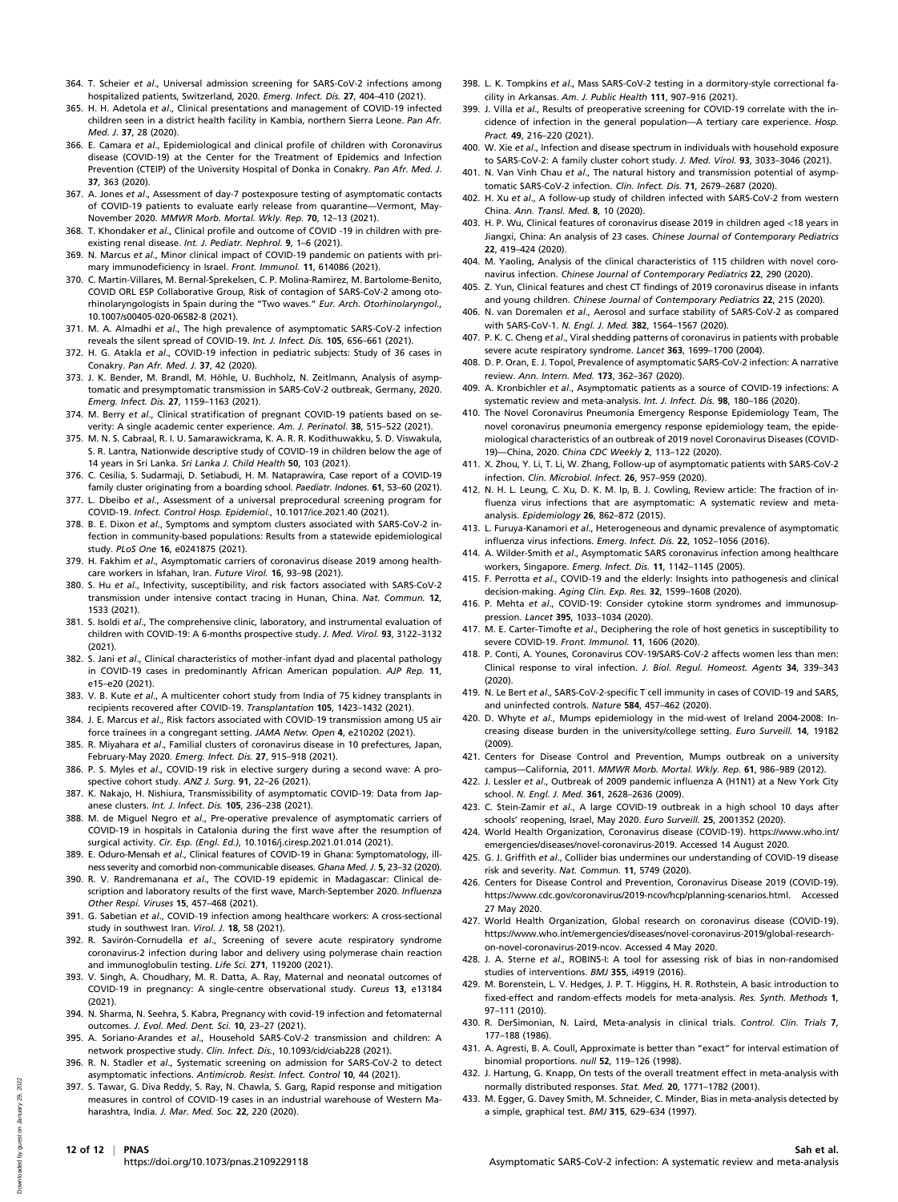364. T. Scheier *et al*., Universal admission screening for SARS-CoV-2 infections among hospitalized patients, Switzerland, 2020. *Emerg. Infect. Dis.* **27**, 404–410 (2021).
365. H. H. Adetola *et al*., Clinical presentations and management of COVID-19 infected children seen in a district health facility in Kambia, northern Sierra Leone. *Pan Afr. Med. J.* **37**, 28 (2020).
366. E. Camara *et al*., Epidemiological and clinical profile of children with Coronavirus disease (COVID-19) at the Center for the Treatment of Epidemics and Infection Prevention (CTEIP) of the University Hospital of Donka in Conakry. *Pan Afr. Med. J.* **37**, 363 (2020).
367. A. Jones *et al*., Assessment of day-7 postexposure testing of asymptomatic contacts of COVID-19 patients to evaluate early release from quarantine—Vermont, May-November 2020. *MMWR Morb. Mortal. Wkly. Rep.* **70**, 12–13 (2021).
368. T. Khondaker *et al*., Clinical profile and outcome of COVID -19 in children with pre-existing renal disease. *Int. J. Pediatr. Nephrol.* **9**, 1–6 (2021).
369. N. Marcus *et al*., Minor clinical impact of COVID-19 pandemic on patients with primary immunodeficiency in Israel. *Front. Immunol.* **11**, 614086 (2021).
370. C. Martin-Villares, M. Bernal-Sprekelsen, C. P. Molina-Ramirez, M. Bartolome-Benito, COVID ORL ESP Collaborative Group, Risk of contagion of SARS-CoV-2 among otorhinolaryngologists in Spain during the "Two waves." *Eur. Arch. Otorhinolaryngol.*, 10.1007/s00405-020-06582-8 (2021).
371. M. A. Almadhi *et al*., The high prevalence of asymptomatic SARS-CoV-2 infection reveals the silent spread of COVID-19. *Int. J. Infect. Dis.* **105**, 656–661 (2021).
372. H. G. Atakla *et al*., COVID-19 infection in pediatric subjects: Study of 36 cases in Conakry. *Pan Afr. Med. J.* **37**, 42 (2020).
373. J. K. Bender, M. Brandl, M. Höhle, U. Buchholz, N. Zeitlmann, Analysis of asymptomatic and presymptomatic transmission in SARS-CoV-2 outbreak, Germany, 2020. *Emerg. Infect. Dis.* **27**, 1159–1163 (2021).
374. M. Berry *et al*., Clinical stratification of pregnant COVID-19 patients based on severity: A single academic center experience. *Am. J. Perinatol.* **38**, 515–522 (2021).
375. M. N. S. Cabraal, R. I. U. Samarawickrama, K. A. R. R. Kodithuwakku, S. D. Viswakula, S. R. Lantra, Nationwide descriptive study of COVID-19 in children below the age of 14 years in Sri Lanka. *Sri Lanka J. Child Health* **50**, 103 (2021).
376. C. Cesilia, S. Sudarmaji, D. Setiabudi, H. M. Nataprawira, Case report of a COVID-19 family cluster originating from a boarding school. *Paediatr. Indones.* **61**, 53–60 (2021).
377. L. Dbeibo *et al*., Assessment of a universal preprocedural screening program for COVID-19. *Infect. Control Hosp. Epidemiol.*, 10.1017/ice.2021.40 (2021).
378. B. E. Dixon *et al*., Symptoms and symptom clusters associated with SARS-CoV-2 infection in community-based populations: Results from a statewide epidemiological study. *PLoS One* **16**, e0241875 (2021).
379. H. Fakhim *et al*., Asymptomatic carriers of coronavirus disease 2019 among healthcare workers in Isfahan, Iran. *Future Virol.* **16**, 93–98 (2021).
380. S. Hu *et al*., Infectivity, susceptibility, and risk factors associated with SARS-CoV-2 transmission under intensive contact tracing in Hunan, China. *Nat. Commun.* **12**, 1533 (2021).
381. S. Isoldi *et al*., The comprehensive clinic, laboratory, and instrumental evaluation of children with COVID-19: A 6-months prospective study. *J. Med. Virol.* **93**, 3122–3132 (2021).
382. S. Jani *et al*., Clinical characteristics of mother-infant dyad and placental pathology in COVID-19 cases in predominantly African American population. *AJP Rep.* **11**, e15–e20 (2021).
383. V. B. Kute *et al*., A multicenter cohort study from India of 75 kidney transplants in recipients recovered after COVID-19. *Transplantation* **105**, 1423–1432 (2021).
384. J. E. Marcus *et al*., Risk factors associated with COVID-19 transmission among US air force trainees in a congregant setting. *JAMA Netw. Open* **4**, e210202 (2021).
385. R. Miyahara *et al*., Familial clusters of coronavirus disease in 10 prefectures, Japan, February-May 2020. *Emerg. Infect. Dis.* **27**, 915–918 (2021).
386. P. S. Myles *et al*., COVID-19 risk in elective surgery during a second wave: A prospective cohort study. *ANZ J. Surg.* **91**, 22–26 (2021).
387. K. Nakajo, H. Nishiura, Transmissibility of asymptomatic COVID-19: Data from Japanese clusters. *Int. J. Infect. Dis.* **105**, 236–238 (2021).
388. M. de Miguel Negro *et al*., Pre-operative prevalence of asymptomatic carriers of COVID-19 in hospitals in Catalonia during the first wave after the resumption of surgical activity. *Cir. Esp. (Engl. Ed.)*, 10.1016/j.ciresp.2021.01.014 (2021).
389. E. Oduro-Mensah *et al*., Clinical features of COVID-19 in Ghana: Symptomatology, illness severity and comorbid non-communicable diseases. *Ghana Med. J.* **5**, 23–32 (2020).
390. R. V. Randremanana *et al*., The COVID-19 epidemic in Madagascar: Clinical description and laboratory results of the first wave, March-September 2020. *Influenza Other Respi. Viruses* **15**, 457–468 (2021).
391. G. Sabetian *et al*., COVID-19 infection among healthcare workers: A cross-sectional study in southwest Iran. *Virol. J.* **18**, 58 (2021).
392. R. Savirón-Cornudella *et al*., Screening of severe acute respiratory syndrome coronavirus-2 infection during labor and delivery using polymerase chain reaction and immunoglobulin testing. *Life Sci.* **271**, 119200 (2021).
393. V. Singh, A. Choudhary, M. R. Datta, A. Ray, Maternal and neonatal outcomes of COVID-19 in pregnancy: A single-centre observational study. *Cureus* **13**, e13184 (2021).
394. N. Sharma, N. Seehra, S. Kabra, Pregnancy with covid-19 infection and fetomaternal outcomes. *J. Evol. Med. Dent. Sci.* **10**, 23–27 (2021).
395. A. Soriano-Arandes *et al*., Household SARS-CoV-2 transmission and children: A network prospective study. *Clin. Infect. Dis.*, 10.1093/cid/ciab228 (2021).
396. R. N. Stadler *et al*., Systematic screening on admission for SARS-CoV-2 to detect asymptomatic infections. *Antimicrob. Resist. Infect. Control* **10**, 44 (2021).
397. S. Tawar, G. Diva Reddy, S. Ray, N. Chawla, S. Garg, Rapid response and mitigation measures in control of COVID-19 cases in an industrial warehouse of Western Maharashtra, India. *J. Mar. Med. Soc.* **22**, 220 (2020).
398. L. K. Tompkins *et al*., Mass SARS-CoV-2 testing in a dormitory-style correctional facility in Arkansas. *Am. J. Public Health* **111**, 907–916 (2021).
399. J. Villa *et al*., Results of preoperative screening for COVID-19 correlate with the incidence of infection in the general population—A tertiary care experience. *Hosp. Pract.* **49**, 216–220 (2021).
400. W. Xie *et al*., Infection and disease spectrum in individuals with household exposure to SARS-CoV-2: A family cluster cohort study. *J. Med. Virol.* **93**, 3033–3046 (2021).
401. N. Van Vinh Chau *et al*., The natural history and transmission potential of asymptomatic SARS-CoV-2 infection. *Clin. Infect. Dis.* **71**, 2679–2687 (2020).
402. H. Xu *et al*., A follow-up study of children infected with SARS-CoV-2 from western China. *Ann. Transl. Med.* **8**, 10 (2020).
403. H. P. Wu, Clinical features of coronavirus disease 2019 in children aged <18 years in Jiangxi, China: An analysis of 23 cases. *Chinese Journal of Contemporary Pediatrics* **22**, 419–424 (2020).
404. M. Yaoling, Analysis of the clinical characteristics of 115 children with novel coronavirus infection. *Chinese Journal of Contemporary Pediatrics* **22**, 290 (2020).
405. Z. Yun, Clinical features and chest CT findings of 2019 coronavirus disease in infants and young children. *Chinese Journal of Contemporary Pediatrics* **22**, 215 (2020).
406. N. van Doremalen *et al*., Aerosol and surface stability of SARS-CoV-2 as compared with SARS-CoV-1. *N. Engl. J. Med.* **382**, 1564–1567 (2020).
407. P. K. C. Cheng *et al*., Viral shedding patterns of coronavirus in patients with probable severe acute respiratory syndrome. *Lancet* **363**, 1699–1700 (2004).
408. D. P. Oran, E. J. Topol, Prevalence of asymptomatic SARS-CoV-2 infection: A narrative review. *Ann. Intern. Med.* **173**, 362–367 (2020).
409. A. Kronbichler *et al*., Asymptomatic patients as a source of COVID-19 infections: A systematic review and meta-analysis. *Int. J. Infect. Dis.* **98**, 180–186 (2020).
410. The Novel Coronavirus Pneumonia Emergency Response Epidemiology Team, The novel coronavirus pneumonia emergency response epidemiology team, the epidemiological characteristics of an outbreak of 2019 novel Coronavirus Diseases (COVID-19)—China, 2020. *China CDC Weekly* **2**, 113–122 (2020).
411. X. Zhou, Y. Li, T. Li, W. Zhang, Follow-up of asymptomatic patients with SARS-CoV-2 infection. *Clin. Microbiol. Infect.* **26**, 957–959 (2020).
412. N. H. L. Leung, C. Xu, D. K. M. Ip, B. J. Cowling, Review article: The fraction of influenza virus infections that are asymptomatic: A systematic review and meta-analysis. *Epidemiology* **26**, 862–872 (2015).
413. L. Furuya-Kanamori *et al*., Heterogeneous and dynamic prevalence of asymptomatic influenza virus infections. *Emerg. Infect. Dis.* **22**, 1052–1056 (2016).
414. A. Wilder-Smith *et al*., Asymptomatic SARS coronavirus infection among healthcare workers, Singapore. *Emerg. Infect. Dis.* **11**, 1142–1145 (2005).
415. F. Perrotta *et al*., COVID-19 and the elderly: Insights into pathogenesis and clinical decision-making. *Aging Clin. Exp. Res.* **32**, 1599–1608 (2020).
416. P. Mehta *et al*., COVID-19: Consider cytokine storm syndromes and immunosuppression. *Lancet* **395**, 1033–1034 (2020).
417. M. E. Carter-Timofte *et al*., Deciphering the role of host genetics in susceptibility to severe COVID-19. *Front. Immunol.* **11**, 1606 (2020).
418. P. Conti, A. Younes, Coronavirus COV-19/SARS-CoV-2 affects women less than men: Clinical response to viral infection. *J. Biol. Regul. Homeost. Agents* **34**, 339–343 (2020).
419. N. Le Bert *et al*., SARS-CoV-2-specific T cell immunity in cases of COVID-19 and SARS, and uninfected controls. *Nature* **584**, 457–462 (2020).
420. D. Whyte *et al*., Mumps epidemiology in the mid-west of Ireland 2004-2008: Increasing disease burden in the university/college setting. *Euro Surveill.* **14**, 19182 (2009).
421. Centers for Disease Control and Prevention, Mumps outbreak on a university campus—California, 2011. *MMWR Morb. Mortal. Wkly. Rep.* **61**, 986–989 (2012).
422. J. Lessler *et al*., Outbreak of 2009 pandemic influenza A (H1N1) at a New York City school. *N. Engl. J. Med.* **361**, 2628–2636 (2009).
423. C. Stein-Zamir *et al*., A large COVID-19 outbreak in a high school 10 days after schools' reopening, Israel, May 2020. *Euro Surveill.* **25**, 2001352 (2020).
424. World Health Organization, Coronavirus disease (COVID-19). https://www.who.int/emergencies/diseases/novel-coronavirus-2019. Accessed 14 August 2020.
425. G. J. Griffith *et al*., Collider bias undermines our understanding of COVID-19 disease risk and severity. *Nat. Commun.* **11**, 5749 (2020).
426. Centers for Disease Control and Prevention, Coronavirus Disease 2019 (COVID-19). https://www.cdc.gov/coronavirus/2019-ncov/hcp/planning-scenarios.html. Accessed 27 May 2020.
427. World Health Organization, Global research on coronavirus disease (COVID-19). https://www.who.int/emergencies/diseases/novel-coronavirus-2019/global-research-on-novel-coronavirus-2019-ncov. Accessed 4 May 2020.
428. J. A. Sterne *et al*., ROBINS-I: A tool for assessing risk of bias in non-randomised studies of interventions. *BMJ* **355**, i4919 (2016).
429. M. Borenstein, L. V. Hedges, J. P. T. Higgins, H. R. Rothstein, A basic introduction to fixed-effect and random-effects models for meta-analysis. *Res. Synth. Methods* **1**, 97–111 (2010).
430. R. DerSimonian, N. Laird, Meta-analysis in clinical trials. *Control. Clin. Trials* **7**, 177–188 (1986).
431. A. Agresti, B. A. Coull, Approximate is better than "exact" for interval estimation of binomial proportions. *null* **52**, 119–126 (1998).
432. J. Hartung, G. Knapp, On tests of the overall treatment effect in meta-analysis with normally distributed responses. *Stat. Med.* **20**, 1771–1782 (2001).
433. M. Egger, G. Davey Smith, M. Schneider, C. Minder, Bias in meta-analysis detected by a simple, graphical test. *BMJ* **315**, 629–634 (1997).